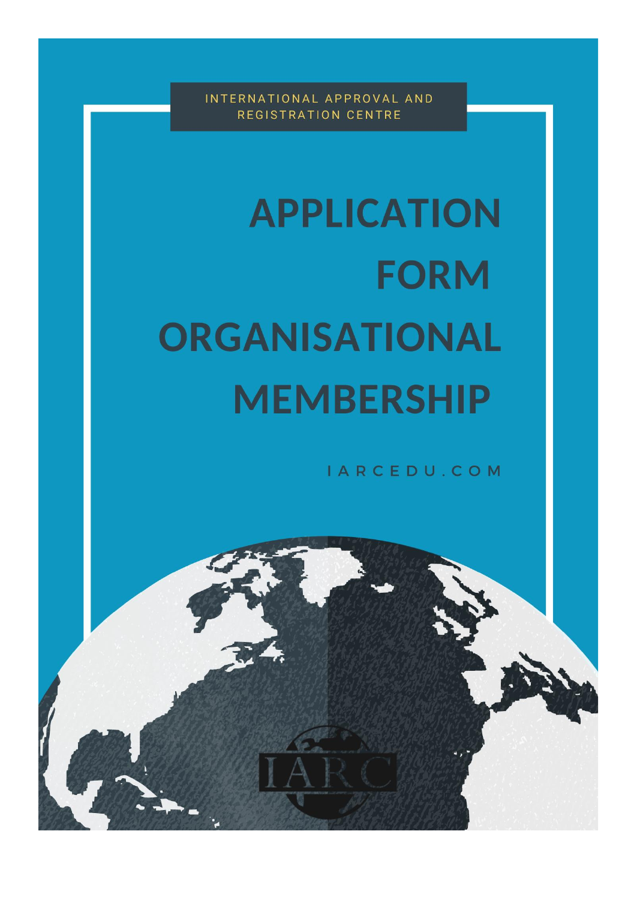INTERNATIONAL APPROVAL AND REGISTRATION CENTRE

# APPLICATION FORM ORGANISATIONAL MEMBERSHIP

IARCEDU.COM

IARC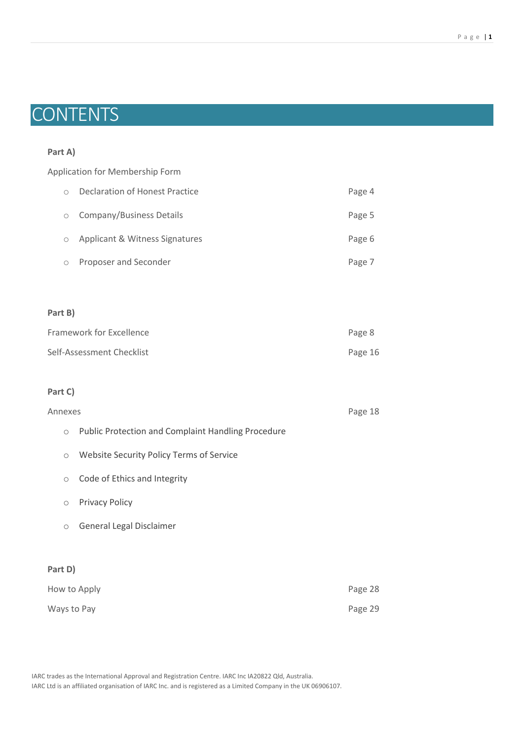# CONTENTS

**Part A)**

Application for Membership Form

- Declaration of Honest Practice — Page 4
- Company/Business Details — Page 5
- Applicant & Witness Signatures — Page 6
- Proposer and Seconder — Page 7

**Part B)**

Framework for Excellence — Page 8

Self-Assessment Checklist — Page 16

**Part C)**

Annexes — Page 18

- Public Protection and Complaint Handling Procedure
- Website Security Policy Terms of Service
- Code of Ethics and Integrity
- Privacy Policy
- General Legal Disclaimer

**Part D)**

How to Apply — Page 28

Ways to Pay — Page 29

IARC trades as the International Approval and Registration Centre. IARC Inc IA20822 Qld, Australia.
IARC Ltd is an affiliated organisation of IARC Inc. and is registered as a Limited Company in the UK 06906107.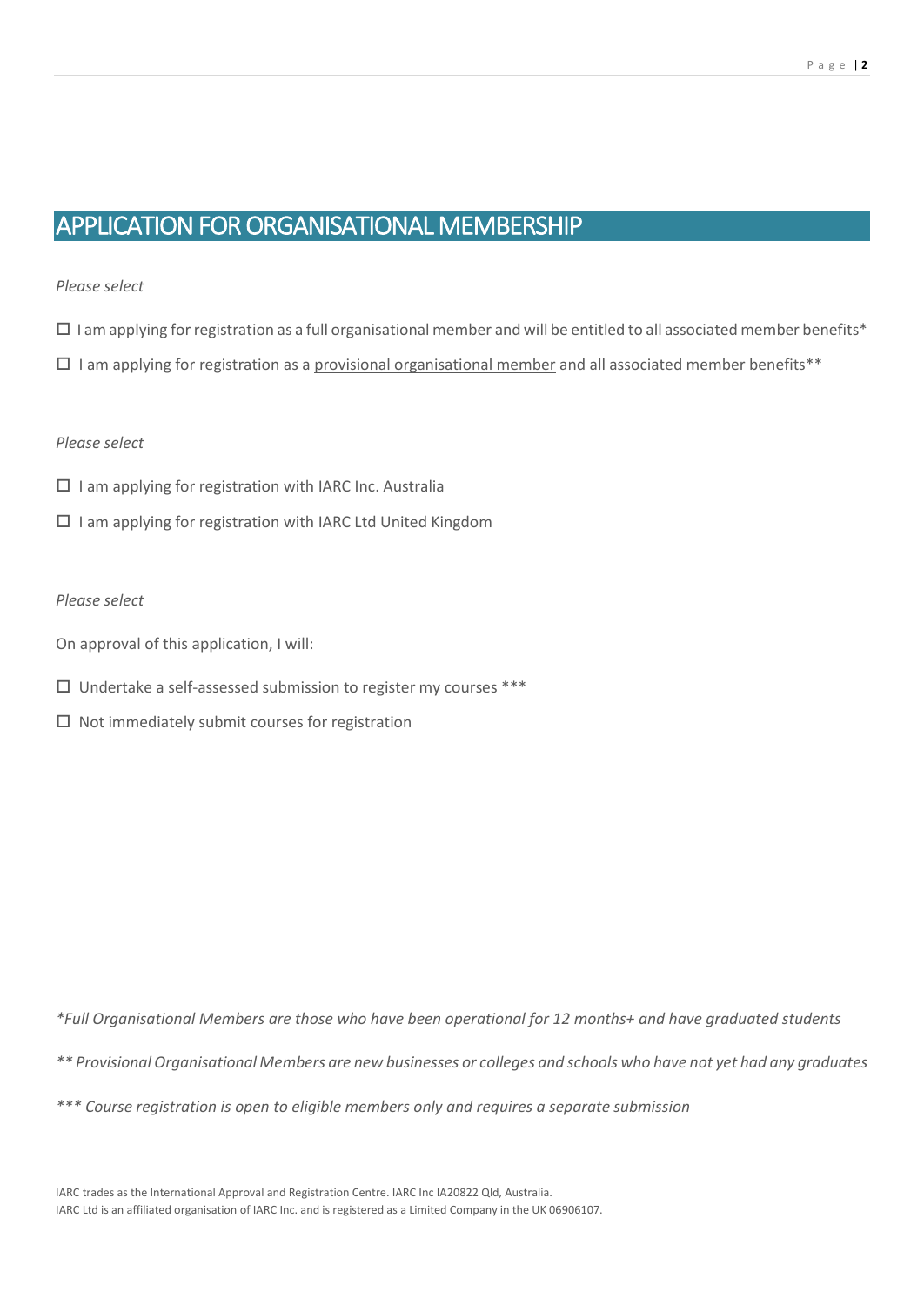# APPLICATION FOR ORGANISATIONAL MEMBERSHIP

*Please select*

☐ I am applying for registration as a full organisational member and will be entitled to all associated member benefits*

☐ I am applying for registration as a provisional organisational member and all associated member benefits**

*Please select*

☐ I am applying for registration with IARC Inc. Australia

☐ I am applying for registration with IARC Ltd United Kingdom

*Please select*

On approval of this application, I will:

☐ Undertake a self-assessed submission to register my courses ***

☐ Not immediately submit courses for registration

**Full Organisational Members are those who have been operational for 12 months+ and have graduated students*

*** Provisional Organisational Members are new businesses or colleges and schools who have not yet had any graduates*

**** Course registration is open to eligible members only and requires a separate submission*

IARC trades as the International Approval and Registration Centre. IARC Inc IA20822 Qld, Australia.
IARC Ltd is an affiliated organisation of IARC Inc. and is registered as a Limited Company in the UK 06906107.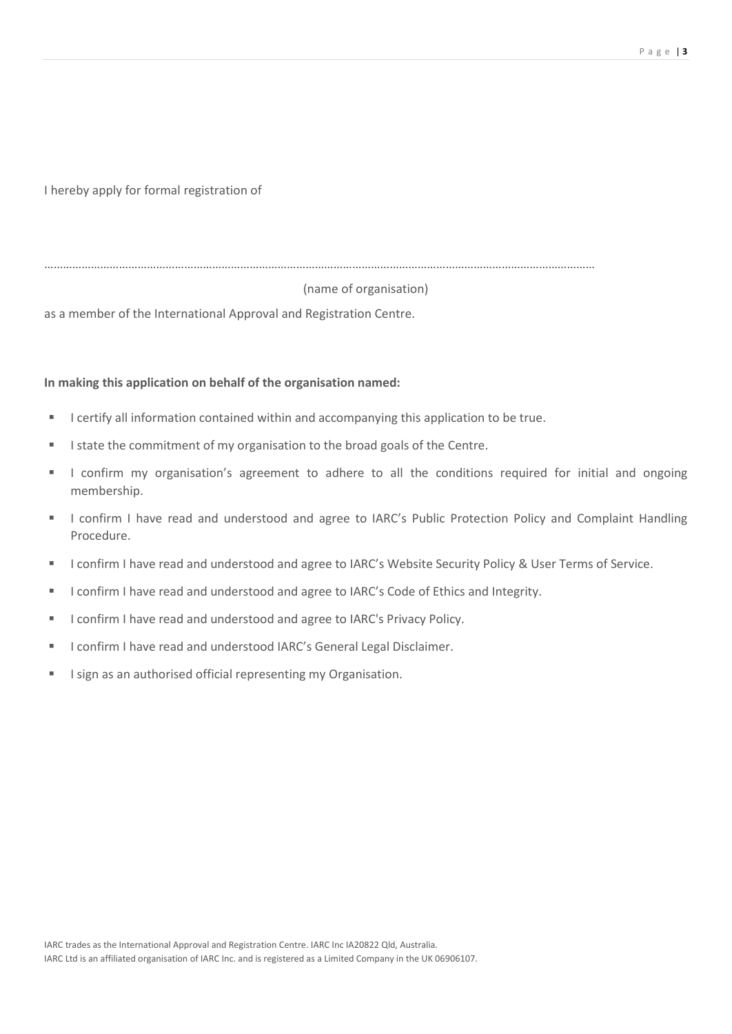I hereby apply for formal registration of

……………………………………………………………………………………………………………………………………………………………

(name of organisation)

as a member of the International Approval and Registration Centre.

**In making this application on behalf of the organisation named:**

- I certify all information contained within and accompanying this application to be true.
- I state the commitment of my organisation to the broad goals of the Centre.
- I confirm my organisation's agreement to adhere to all the conditions required for initial and ongoing membership.
- I confirm I have read and understood and agree to IARC's Public Protection Policy and Complaint Handling Procedure.
- I confirm I have read and understood and agree to IARC's Website Security Policy & User Terms of Service.
- I confirm I have read and understood and agree to IARC's Code of Ethics and Integrity.
- I confirm I have read and understood and agree to IARC's Privacy Policy.
- I confirm I have read and understood IARC's General Legal Disclaimer.
- I sign as an authorised official representing my Organisation.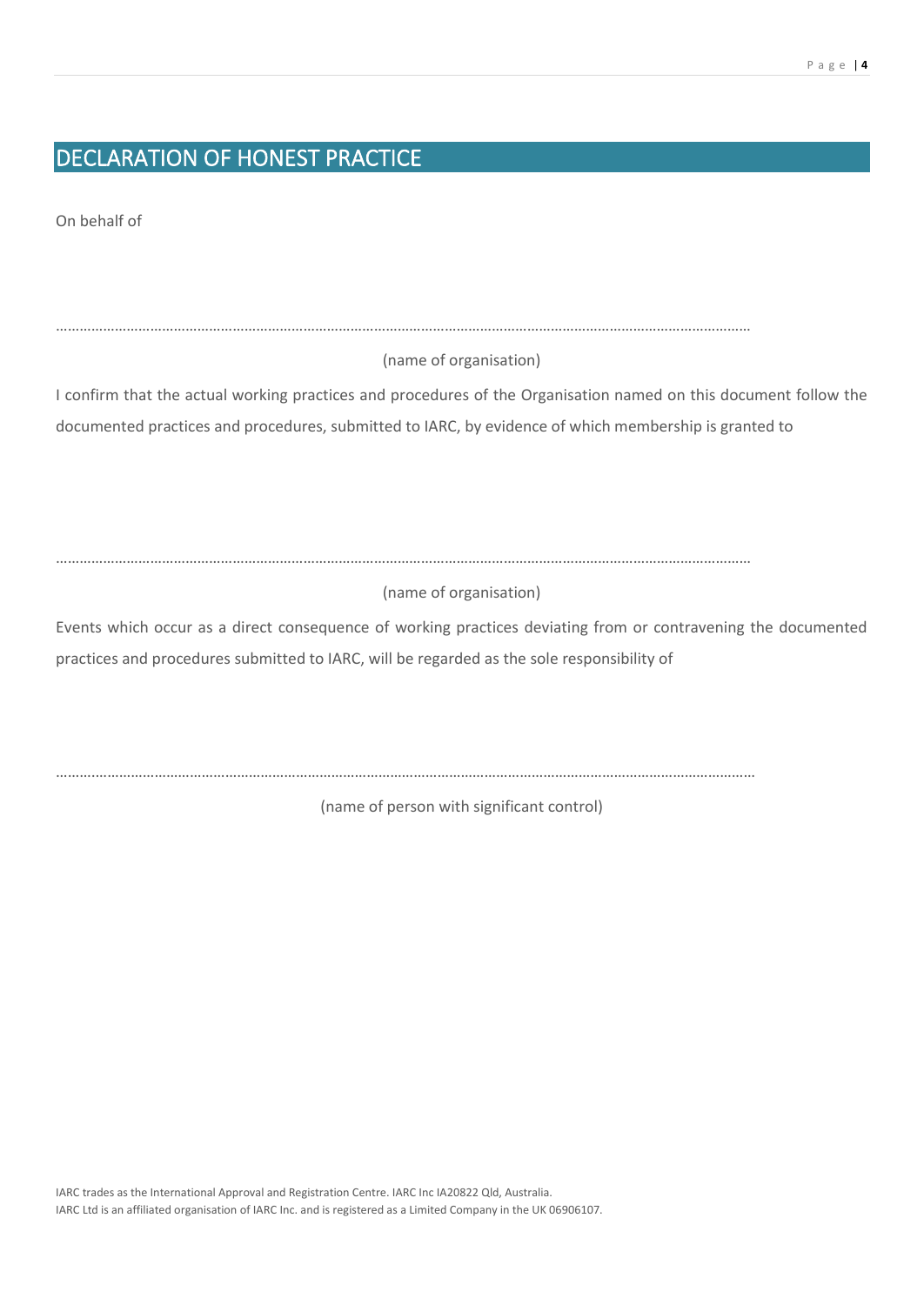## DECLARATION OF HONEST PRACTICE

On behalf of

……………………………………………………………………………………………………………………………………………………

(name of organisation)

I confirm that the actual working practices and procedures of the Organisation named on this document follow the documented practices and procedures, submitted to IARC, by evidence of which membership is granted to

……………………………………………………………………………………………………………………………………………………

(name of organisation)

Events which occur as a direct consequence of working practices deviating from or contravening the documented practices and procedures submitted to IARC, will be regarded as the sole responsibility of

……………………………………………………………………………………………………………………………………………………

(name of person with significant control)

IARC trades as the International Approval and Registration Centre. IARC Inc IA20822 Qld, Australia.
IARC Ltd is an affiliated organisation of IARC Inc. and is registered as a Limited Company in the UK 06906107.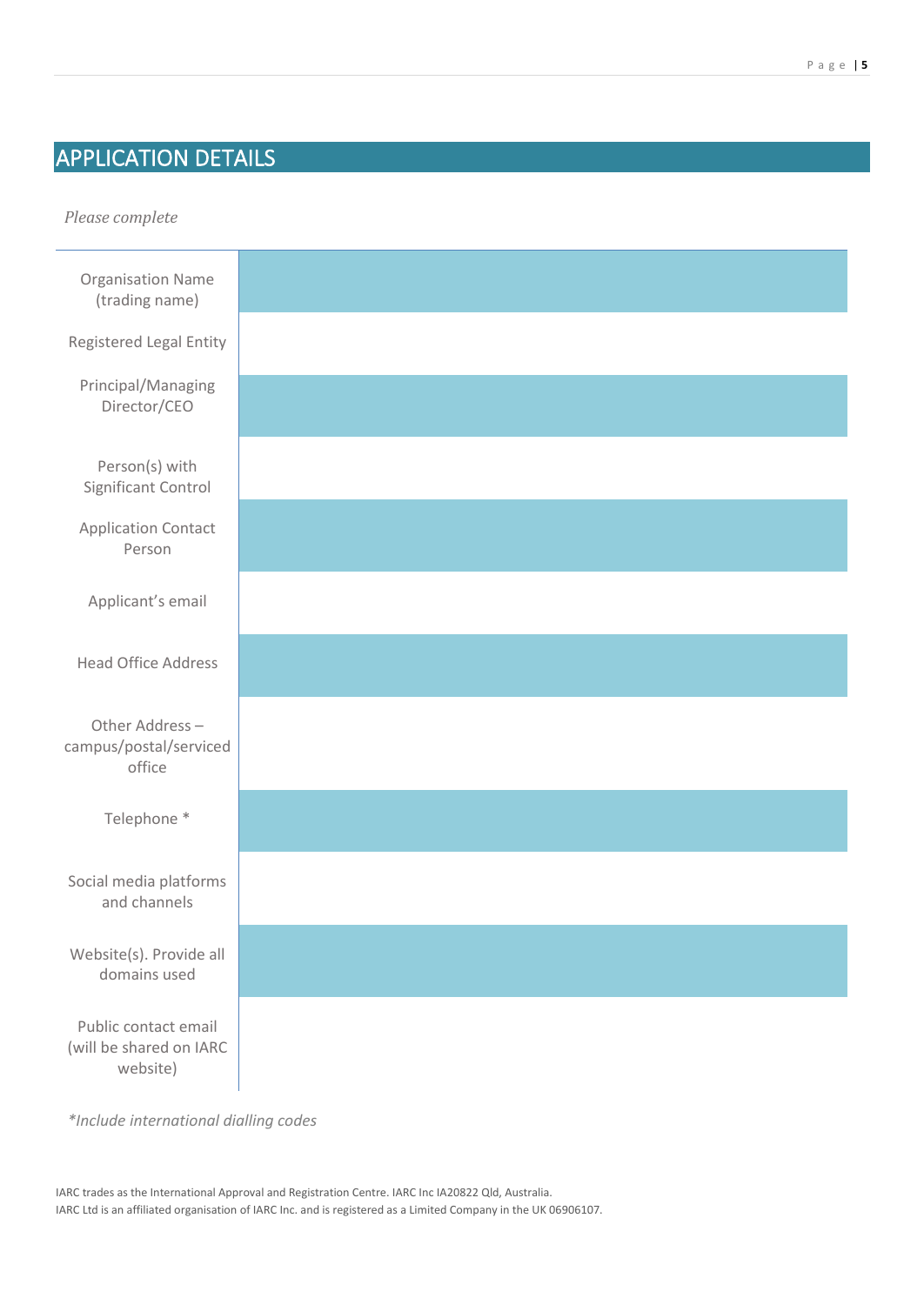# APPLICATION DETAILS

*Please complete*

| | |
|---|---|
| Organisation Name (trading name) | |
| Registered Legal Entity | |
| Principal/Managing Director/CEO | |
| Person(s) with Significant Control | |
| Application Contact Person | |
| Applicant's email | |
| Head Office Address | |
| Other Address – campus/postal/serviced office | |
| Telephone * | |
| Social media platforms and channels | |
| Website(s). Provide all domains used | |
| Public contact email (will be shared on IARC website) | |

*\*Include international dialling codes*

IARC trades as the International Approval and Registration Centre. IARC Inc IA20822 Qld, Australia.
IARC Ltd is an affiliated organisation of IARC Inc. and is registered as a Limited Company in the UK 06906107.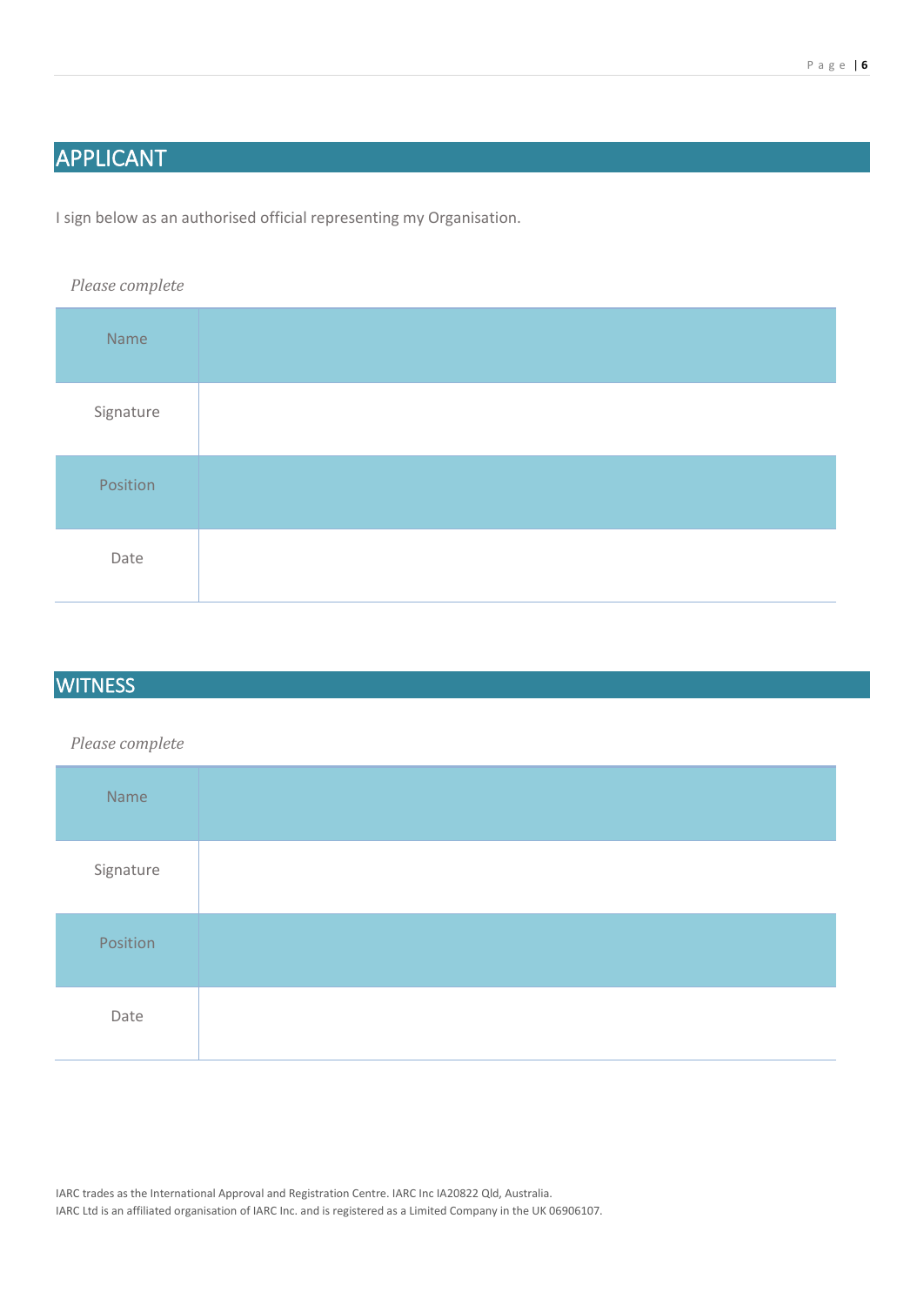## APPLICANT

I sign below as an authorised official representing my Organisation.

*Please complete*

| Name | |
|---|---|
| Signature | |
| Position | |
| Date | |

## WITNESS

*Please complete*

| Name | |
|---|---|
| Signature | |
| Position | |
| Date | |

IARC trades as the International Approval and Registration Centre. IARC Inc IA20822 Qld, Australia.
IARC Ltd is an affiliated organisation of IARC Inc. and is registered as a Limited Company in the UK 06906107.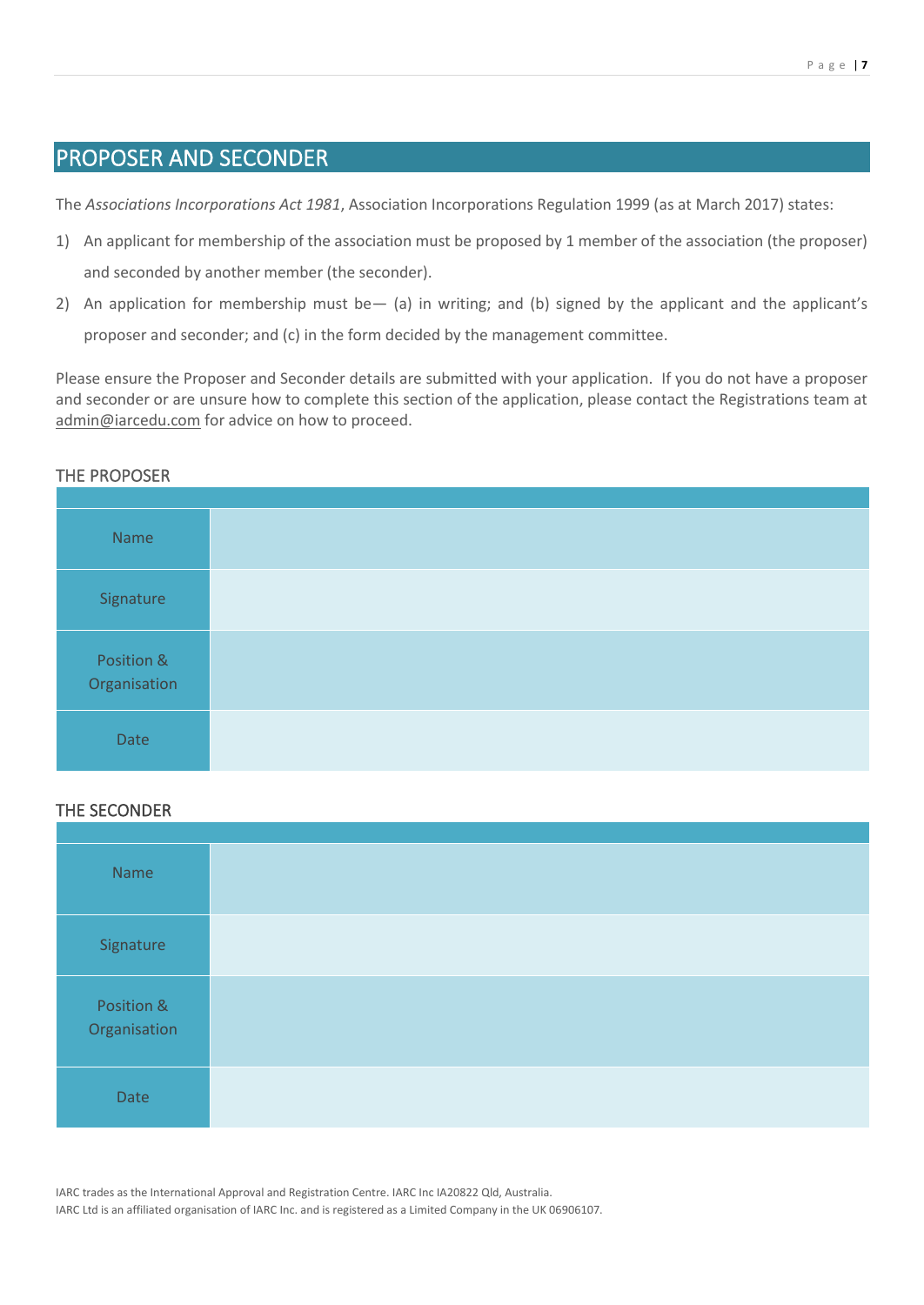## PROPOSER AND SECONDER

The *Associations Incorporations Act 1981*, Association Incorporations Regulation 1999 (as at March 2017) states:

1) An applicant for membership of the association must be proposed by 1 member of the association (the proposer) and seconded by another member (the seconder).
2) An application for membership must be— (a) in writing; and (b) signed by the applicant and the applicant's proposer and seconder; and (c) in the form decided by the management committee.

Please ensure the Proposer and Seconder details are submitted with your application. If you do not have a proposer and seconder or are unsure how to complete this section of the application, please contact the Registrations team at admin@iarcedu.com for advice on how to proceed.

### THE PROPOSER

| | |
|---|---|
| Name | |
| Signature | |
| Position & Organisation | |
| Date | |

### THE SECONDER

| | |
|---|---|
| Name | |
| Signature | |
| Position & Organisation | |
| Date | |

IARC trades as the International Approval and Registration Centre. IARC Inc IA20822 Qld, Australia.
IARC Ltd is an affiliated organisation of IARC Inc. and is registered as a Limited Company in the UK 06906107.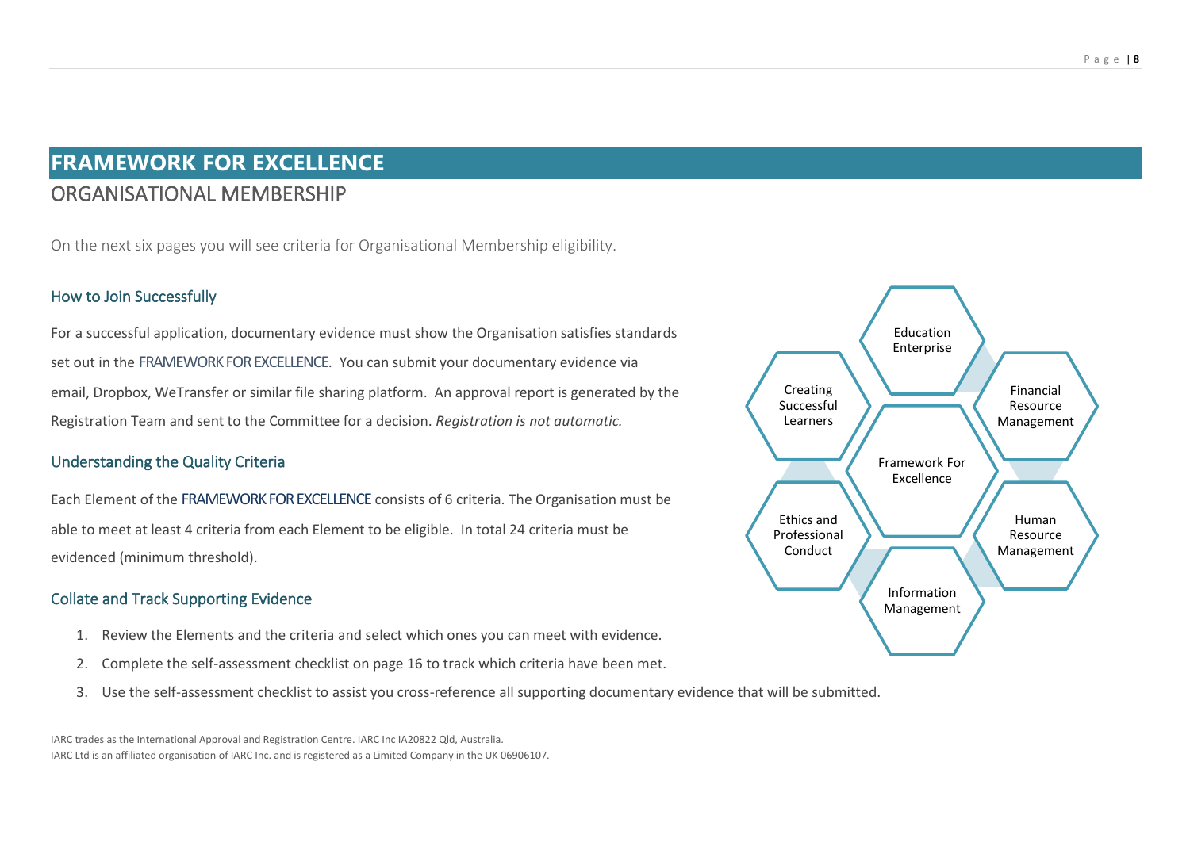# FRAMEWORK FOR EXCELLENCE

## ORGANISATIONAL MEMBERSHIP

On the next six pages you will see criteria for Organisational Membership eligibility.

### How to Join Successfully

For a successful application, documentary evidence must show the Organisation satisfies standards set out in the FRAMEWORK FOR EXCELLENCE. You can submit your documentary evidence via email, Dropbox, WeTransfer or similar file sharing platform. An approval report is generated by the Registration Team and sent to the Committee for a decision. *Registration is not automatic.*

### Understanding the Quality Criteria

Each Element of the FRAMEWORK FOR EXCELLENCE consists of 6 criteria. The Organisation must be able to meet at least 4 criteria from each Element to be eligible. In total 24 criteria must be evidenced (minimum threshold).

### Collate and Track Supporting Evidence

1. Review the Elements and the criteria and select which ones you can meet with evidence.
2. Complete the self-assessment checklist on page 16 to track which criteria have been met.
3. Use the self-assessment checklist to assist you cross-reference all supporting documentary evidence that will be submitted.

Education Enterprise

Creating Successful Learners

Financial Resource Management

Framework For Excellence

Ethics and Professional Conduct

Human Resource Management

Information Management

IARC trades as the International Approval and Registration Centre. IARC Inc IA20822 Qld, Australia.
IARC Ltd is an affiliated organisation of IARC Inc. and is registered as a Limited Company in the UK 06906107.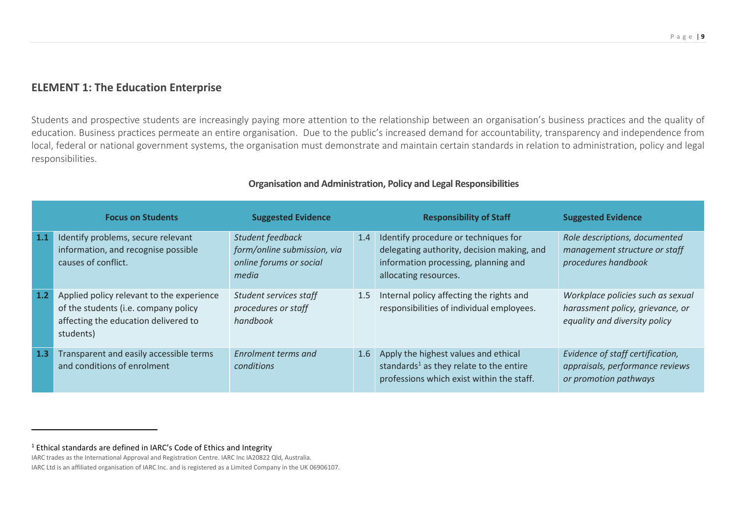## ELEMENT 1: The Education Enterprise

Students and prospective students are increasingly paying more attention to the relationship between an organisation's business practices and the quality of education. Business practices permeate an entire organisation. Due to the public's increased demand for accountability, transparency and independence from local, federal or national government systems, the organisation must demonstrate and maintain certain standards in relation to administration, policy and legal responsibilities.

**Organisation and Administration, Policy and Legal Responsibilities**

| | Focus on Students | Suggested Evidence | | Responsibility of Staff | Suggested Evidence |
|---|---|---|---|---|---|
| **1.1** | Identify problems, secure relevant information, and recognise possible causes of conflict. | *Student feedback form/online submission, via online forums or social media* | 1.4 | Identify procedure or techniques for delegating authority, decision making, and information processing, planning and allocating resources. | *Role descriptions, documented management structure or staff procedures handbook* |
| **1.2** | Applied policy relevant to the experience of the students (i.e. company policy affecting the education delivered to students) | *Student services staff procedures or staff handbook* | 1.5 | Internal policy affecting the rights and responsibilities of individual employees. | *Workplace policies such as sexual harassment policy, grievance, or equality and diversity policy* |
| **1.3** | Transparent and easily accessible terms and conditions of enrolment | *Enrolment terms and conditions* | 1.6 | Apply the highest values and ethical standards[1] as they relate to the entire professions which exist within the staff. | *Evidence of staff certification, appraisals, performance reviews or promotion pathways* |

[1] Ethical standards are defined in IARC's Code of Ethics and Integrity

IARC trades as the International Approval and Registration Centre. IARC Inc IA20822 Qld, Australia.

IARC Ltd is an affiliated organisation of IARC Inc. and is registered as a Limited Company in the UK 06906107.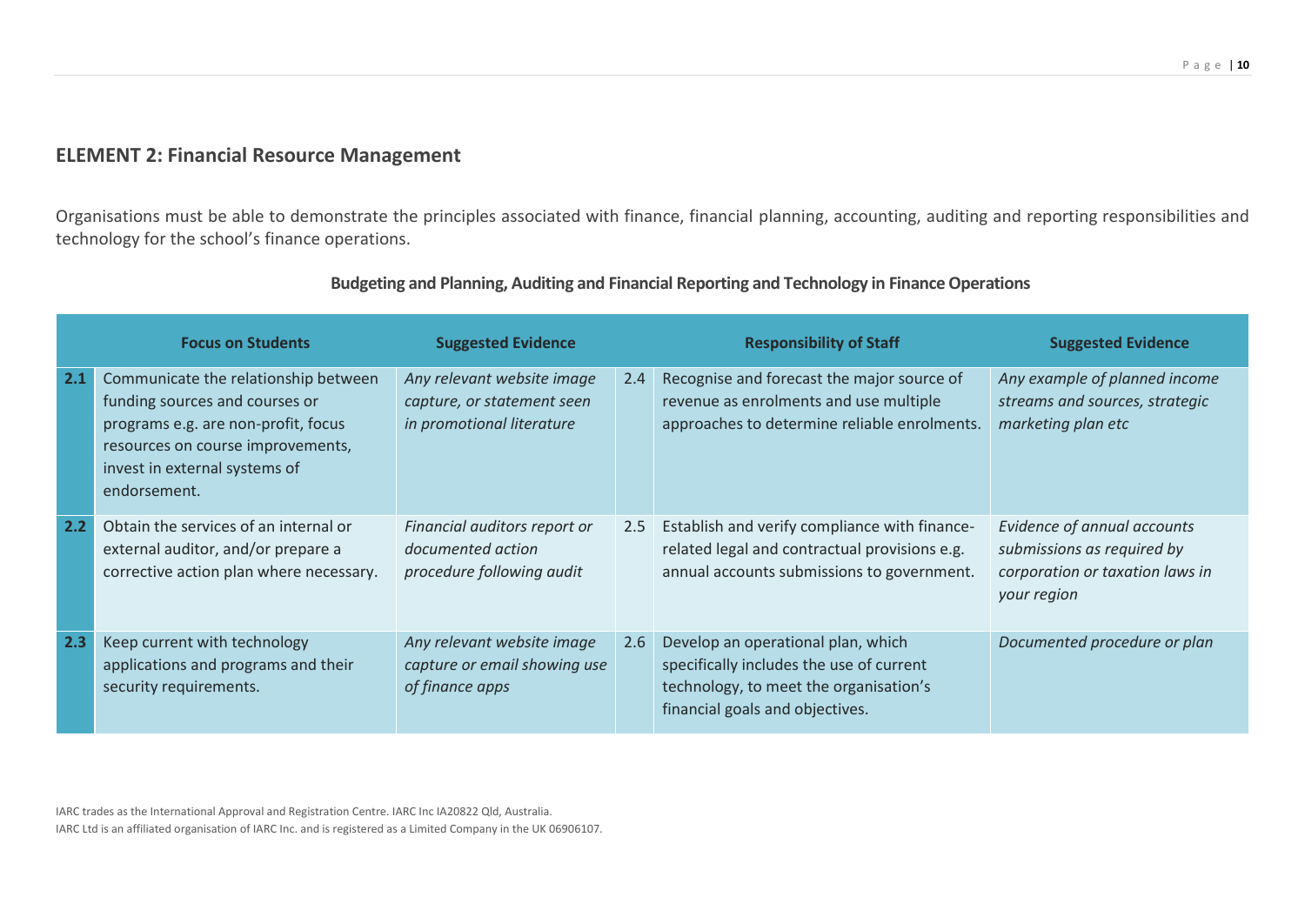## ELEMENT 2: Financial Resource Management

Organisations must be able to demonstrate the principles associated with finance, financial planning, accounting, auditing and reporting responsibilities and technology for the school's finance operations.

### Budgeting and Planning, Auditing and Financial Reporting and Technology in Finance Operations

| | Focus on Students | Suggested Evidence | | Responsibility of Staff | Suggested Evidence |
|---|---|---|---|---|---|
| **2.1** | Communicate the relationship between funding sources and courses or programs e.g. are non-profit, focus resources on course improvements, invest in external systems of endorsement. | *Any relevant website image capture, or statement seen in promotional literature* | 2.4 | Recognise and forecast the major source of revenue as enrolments and use multiple approaches to determine reliable enrolments. | *Any example of planned income streams and sources, strategic marketing plan etc* |
| **2.2** | Obtain the services of an internal or external auditor, and/or prepare a corrective action plan where necessary. | *Financial auditors report or documented action procedure following audit* | 2.5 | Establish and verify compliance with finance-related legal and contractual provisions e.g. annual accounts submissions to government. | *Evidence of annual accounts submissions as required by corporation or taxation laws in your region* |
| **2.3** | Keep current with technology applications and programs and their security requirements. | *Any relevant website image capture or email showing use of finance apps* | 2.6 | Develop an operational plan, which specifically includes the use of current technology, to meet the organisation's financial goals and objectives. | *Documented procedure or plan* |

IARC trades as the International Approval and Registration Centre. IARC Inc IA20822 Qld, Australia.
IARC Ltd is an affiliated organisation of IARC Inc. and is registered as a Limited Company in the UK 06906107.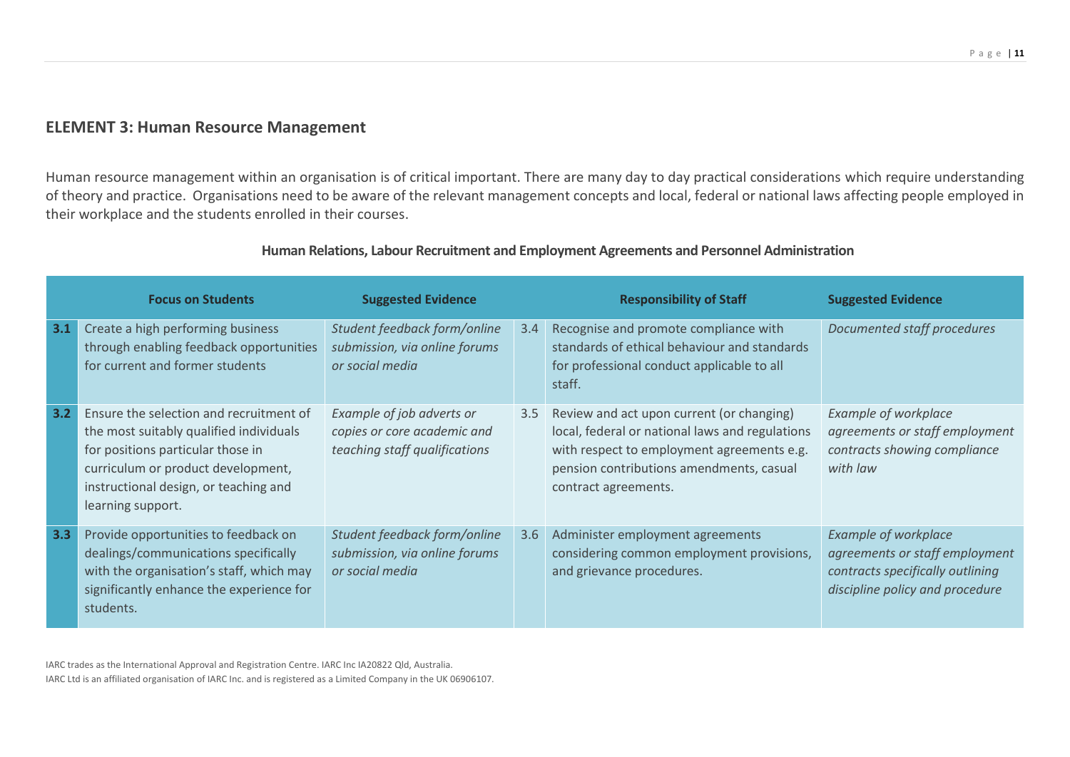## ELEMENT 3: Human Resource Management

Human resource management within an organisation is of critical important. There are many day to day practical considerations which require understanding of theory and practice. Organisations need to be aware of the relevant management concepts and local, federal or national laws affecting people employed in their workplace and the students enrolled in their courses.

**Human Relations, Labour Recruitment and Employment Agreements and Personnel Administration**

| | Focus on Students | Suggested Evidence | | Responsibility of Staff | Suggested Evidence |
|---|---|---|---|---|---|
| **3.1** | Create a high performing business through enabling feedback opportunities for current and former students | *Student feedback form/online submission, via online forums or social media* | 3.4 | Recognise and promote compliance with standards of ethical behaviour and standards for professional conduct applicable to all staff. | *Documented staff procedures* |
| **3.2** | Ensure the selection and recruitment of the most suitably qualified individuals for positions particular those in curriculum or product development, instructional design, or teaching and learning support. | *Example of job adverts or copies or core academic and teaching staff qualifications* | 3.5 | Review and act upon current (or changing) local, federal or national laws and regulations with respect to employment agreements e.g. pension contributions amendments, casual contract agreements. | *Example of workplace agreements or staff employment contracts showing compliance with law* |
| **3.3** | Provide opportunities to feedback on dealings/communications specifically with the organisation's staff, which may significantly enhance the experience for students. | *Student feedback form/online submission, via online forums or social media* | 3.6 | Administer employment agreements considering common employment provisions, and grievance procedures. | *Example of workplace agreements or staff employment contracts specifically outlining discipline policy and procedure* |

IARC trades as the International Approval and Registration Centre. IARC Inc IA20822 Qld, Australia.
IARC Ltd is an affiliated organisation of IARC Inc. and is registered as a Limited Company in the UK 06906107.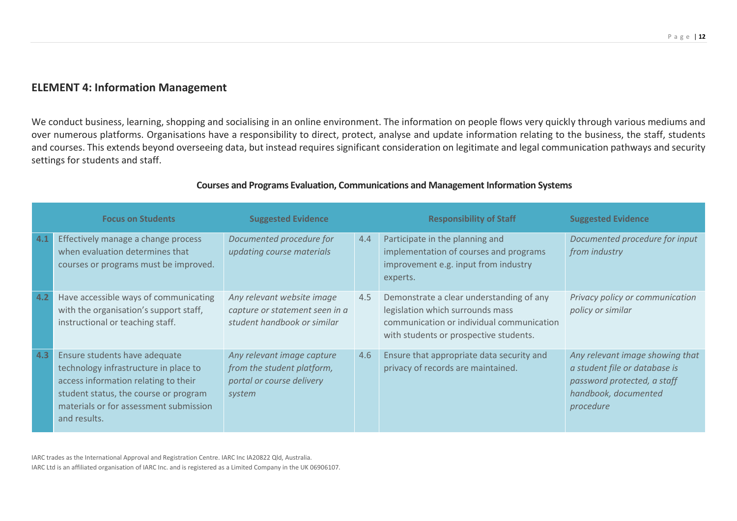## ELEMENT 4: Information Management

We conduct business, learning, shopping and socialising in an online environment. The information on people flows very quickly through various mediums and over numerous platforms. Organisations have a responsibility to direct, protect, analyse and update information relating to the business, the staff, students and courses. This extends beyond overseeing data, but instead requires significant consideration on legitimate and legal communication pathways and security settings for students and staff.

**Courses and Programs Evaluation, Communications and Management Information Systems**

| | Focus on Students | Suggested Evidence | | Responsibility of Staff | Suggested Evidence |
|---|---|---|---|---|---|
| 4.1 | Effectively manage a change process when evaluation determines that courses or programs must be improved. | *Documented procedure for updating course materials* | 4.4 | Participate in the planning and implementation of courses and programs improvement e.g. input from industry experts. | *Documented procedure for input from industry* |
| 4.2 | Have accessible ways of communicating with the organisation's support staff, instructional or teaching staff. | *Any relevant website image capture or statement seen in a student handbook or similar* | 4.5 | Demonstrate a clear understanding of any legislation which surrounds mass communication or individual communication with students or prospective students. | *Privacy policy or communication policy or similar* |
| 4.3 | Ensure students have adequate technology infrastructure in place to access information relating to their student status, the course or program materials or for assessment submission and results. | *Any relevant image capture from the student platform, portal or course delivery system* | 4.6 | Ensure that appropriate data security and privacy of records are maintained. | *Any relevant image showing that a student file or database is password protected, a staff handbook, documented procedure* |

IARC trades as the International Approval and Registration Centre. IARC Inc IA20822 Qld, Australia.
IARC Ltd is an affiliated organisation of IARC Inc. and is registered as a Limited Company in the UK 06906107.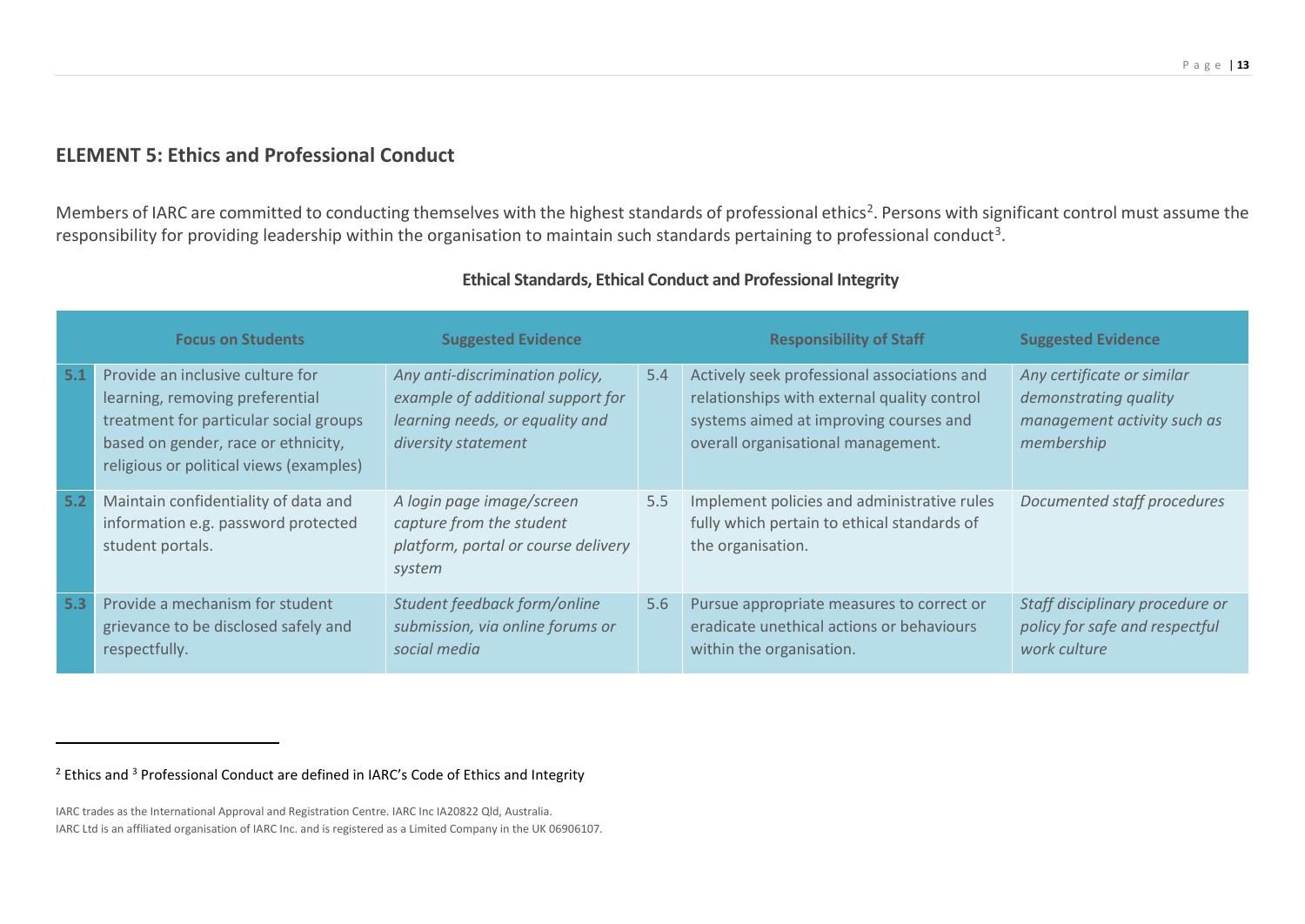## ELEMENT 5: Ethics and Professional Conduct

Members of IARC are committed to conducting themselves with the highest standards of professional ethics[2]. Persons with significant control must assume the responsibility for providing leadership within the organisation to maintain such standards pertaining to professional conduct[3].

**Ethical Standards, Ethical Conduct and Professional Integrity**

| | Focus on Students | Suggested Evidence | | Responsibility of Staff | Suggested Evidence |
|---|---|---|---|---|---|
| 5.1 | Provide an inclusive culture for learning, removing preferential treatment for particular social groups based on gender, race or ethnicity, religious or political views (examples) | *Any anti-discrimination policy, example of additional support for learning needs, or equality and diversity statement* | 5.4 | Actively seek professional associations and relationships with external quality control systems aimed at improving courses and overall organisational management. | *Any certificate or similar demonstrating quality management activity such as membership* |
| 5.2 | Maintain confidentiality of data and information e.g. password protected student portals. | *A login page image/screen capture from the student platform, portal or course delivery system* | 5.5 | Implement policies and administrative rules fully which pertain to ethical standards of the organisation. | *Documented staff procedures* |
| 5.3 | Provide a mechanism for student grievance to be disclosed safely and respectfully. | *Student feedback form/online submission, via online forums or social media* | 5.6 | Pursue appropriate measures to correct or eradicate unethical actions or behaviours within the organisation. | *Staff disciplinary procedure or policy for safe and respectful work culture* |

[2] Ethics and [3] Professional Conduct are defined in IARC's Code of Ethics and Integrity

IARC trades as the International Approval and Registration Centre. IARC Inc IA20822 Qld, Australia.
IARC Ltd is an affiliated organisation of IARC Inc. and is registered as a Limited Company in the UK 06906107.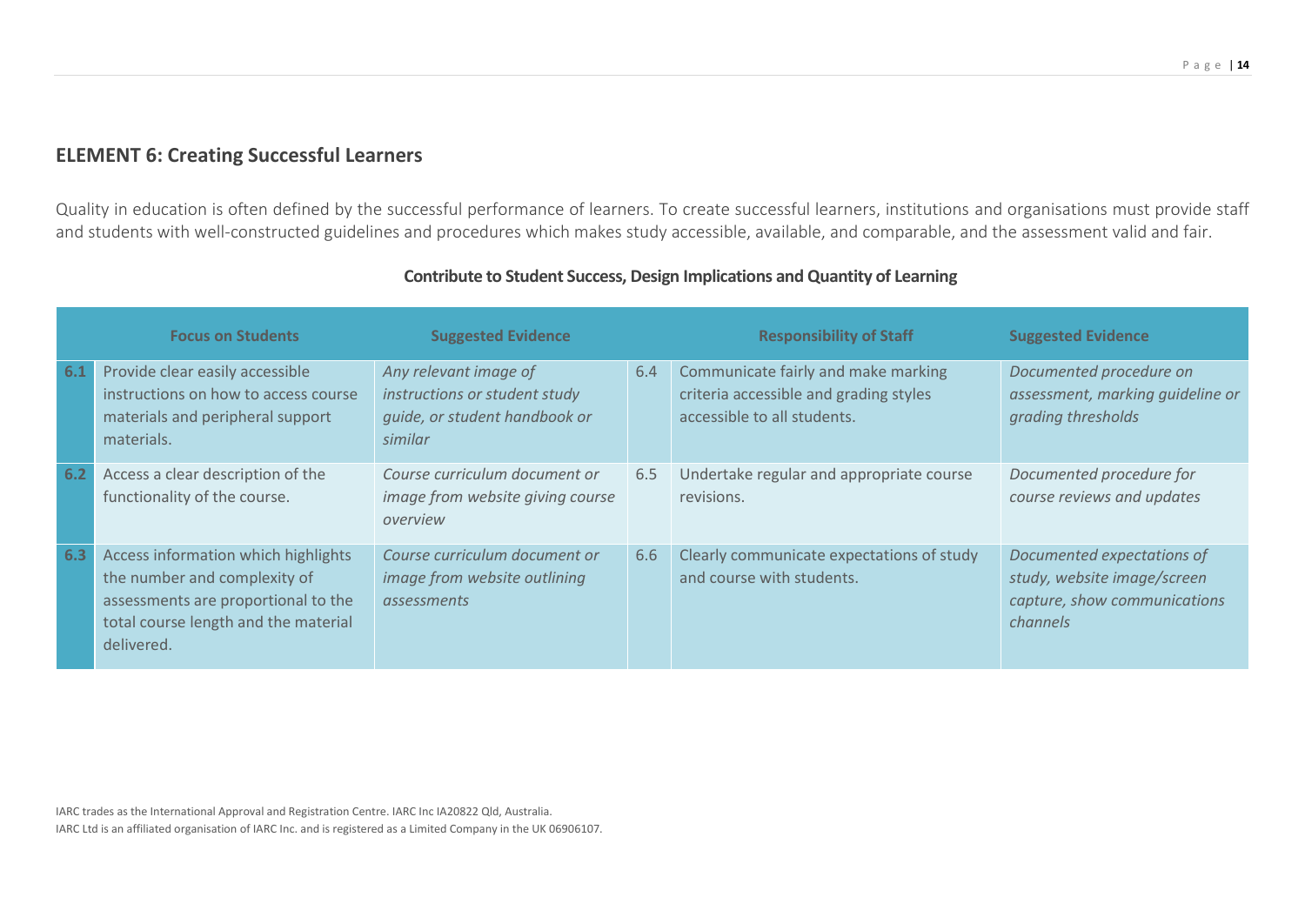## ELEMENT 6: Creating Successful Learners

Quality in education is often defined by the successful performance of learners. To create successful learners, institutions and organisations must provide staff and students with well-constructed guidelines and procedures which makes study accessible, available, and comparable, and the assessment valid and fair.

**Contribute to Student Success, Design Implications and Quantity of Learning**

| | Focus on Students | Suggested Evidence | | Responsibility of Staff | Suggested Evidence |
|---|---|---|---|---|---|
| **6.1** | Provide clear easily accessible instructions on how to access course materials and peripheral support materials. | *Any relevant image of instructions or student study guide, or student handbook or similar* | 6.4 | Communicate fairly and make marking criteria accessible and grading styles accessible to all students. | *Documented procedure on assessment, marking guideline or grading thresholds* |
| **6.2** | Access a clear description of the functionality of the course. | *Course curriculum document or image from website giving course overview* | 6.5 | Undertake regular and appropriate course revisions. | *Documented procedure for course reviews and updates* |
| **6.3** | Access information which highlights the number and complexity of assessments are proportional to the total course length and the material delivered. | *Course curriculum document or image from website outlining assessments* | 6.6 | Clearly communicate expectations of study and course with students. | *Documented expectations of study, website image/screen capture, show communications channels* |

IARC trades as the International Approval and Registration Centre. IARC Inc IA20822 Qld, Australia.
IARC Ltd is an affiliated organisation of IARC Inc. and is registered as a Limited Company in the UK 06906107.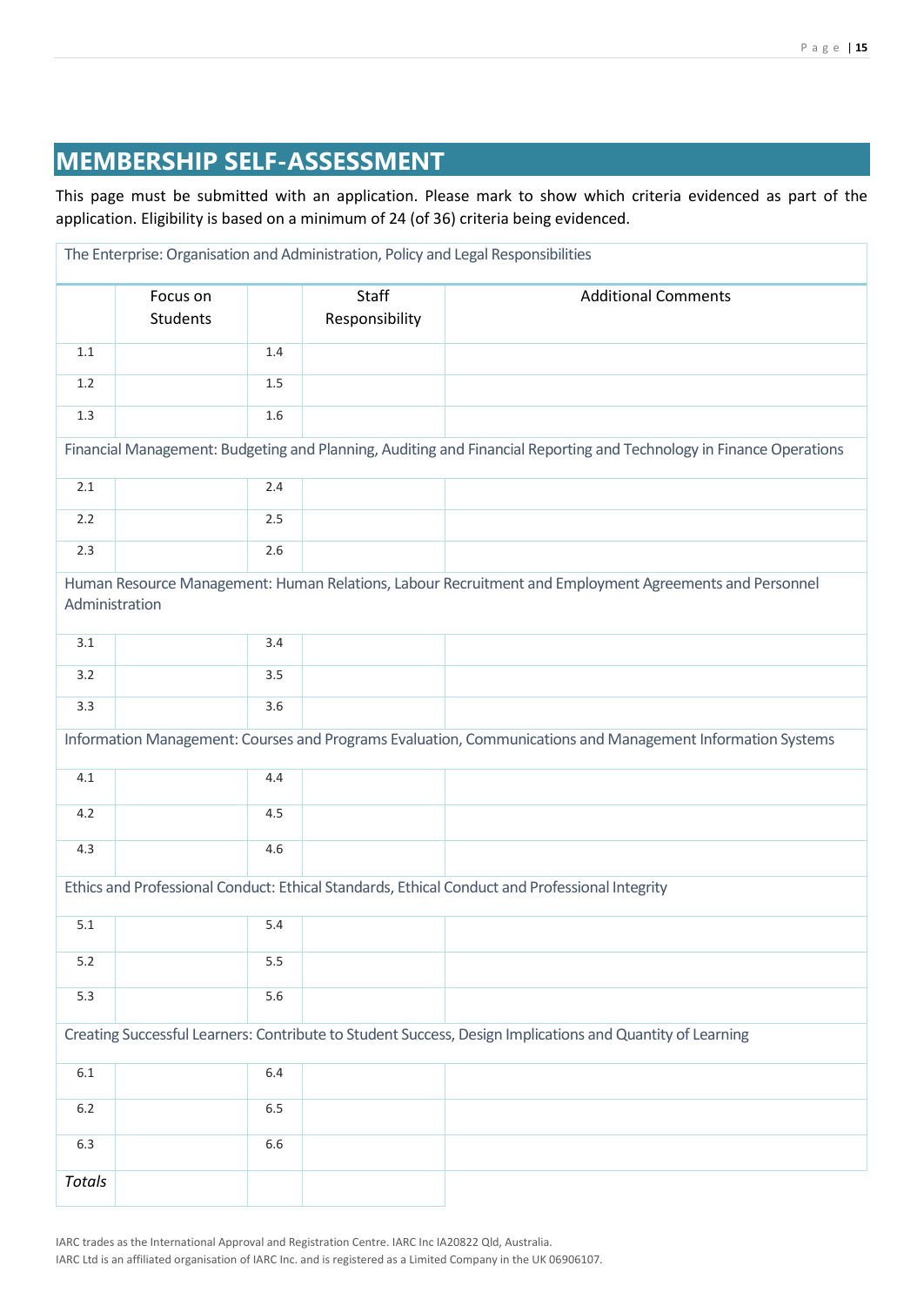# MEMBERSHIP SELF-ASSESSMENT

This page must be submitted with an application. Please mark to show which criteria evidenced as part of the application. Eligibility is based on a minimum of 24 (of 36) criteria being evidenced.

| The Enterprise: Organisation and Administration, Policy and Legal Responsibilities | | | | |
|---|---|---|---|---|
| | Focus on Students | | Staff Responsibility | Additional Comments |
| 1.1 | | 1.4 | | |
| 1.2 | | 1.5 | | |
| 1.3 | | 1.6 | | |
| Financial Management: Budgeting and Planning, Auditing and Financial Reporting and Technology in Finance Operations | | | | |
| 2.1 | | 2.4 | | |
| 2.2 | | 2.5 | | |
| 2.3 | | 2.6 | | |
| Human Resource Management: Human Relations, Labour Recruitment and Employment Agreements and Personnel Administration | | | | |
| 3.1 | | 3.4 | | |
| 3.2 | | 3.5 | | |
| 3.3 | | 3.6 | | |
| Information Management: Courses and Programs Evaluation, Communications and Management Information Systems | | | | |
| 4.1 | | 4.4 | | |
| 4.2 | | 4.5 | | |
| 4.3 | | 4.6 | | |
| Ethics and Professional Conduct: Ethical Standards, Ethical Conduct and Professional Integrity | | | | |
| 5.1 | | 5.4 | | |
| 5.2 | | 5.5 | | |
| 5.3 | | 5.6 | | |
| Creating Successful Learners: Contribute to Student Success, Design Implications and Quantity of Learning | | | | |
| 6.1 | | 6.4 | | |
| 6.2 | | 6.5 | | |
| 6.3 | | 6.6 | | |
| *Totals* | | | | |

IARC trades as the International Approval and Registration Centre. IARC Inc IA20822 Qld, Australia.
IARC Ltd is an affiliated organisation of IARC Inc. and is registered as a Limited Company in the UK 06906107.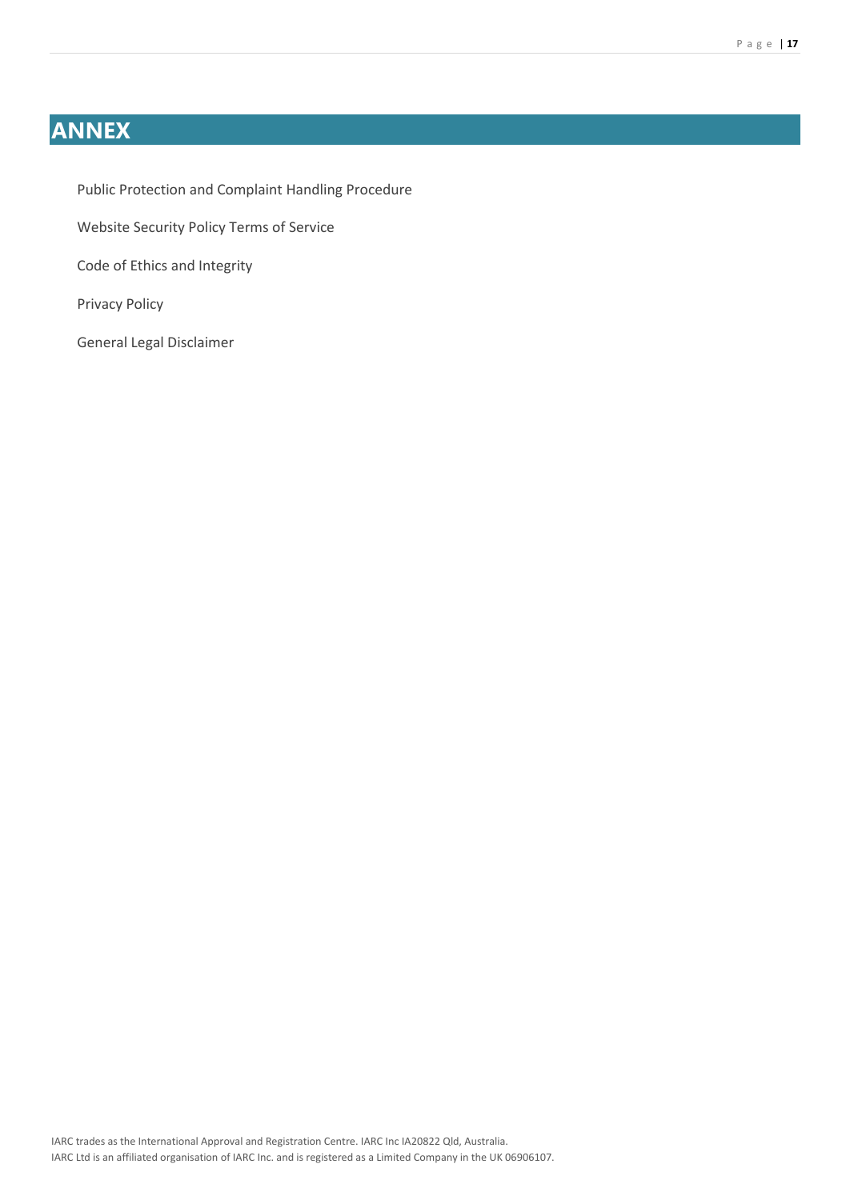# ANNEX

Public Protection and Complaint Handling Procedure

Website Security Policy Terms of Service

Code of Ethics and Integrity

Privacy Policy

General Legal Disclaimer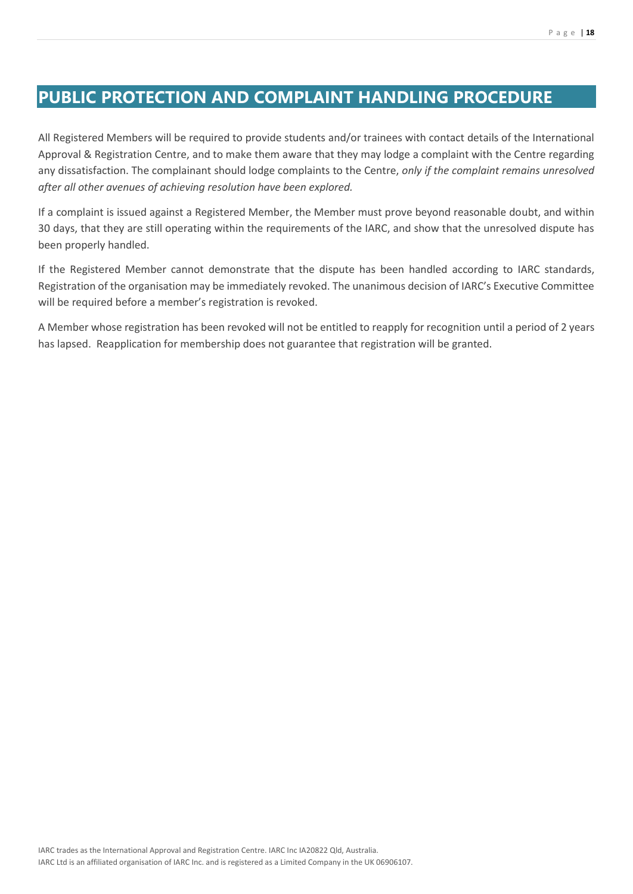# PUBLIC PROTECTION AND COMPLAINT HANDLING PROCEDURE

All Registered Members will be required to provide students and/or trainees with contact details of the International Approval & Registration Centre, and to make them aware that they may lodge a complaint with the Centre regarding any dissatisfaction. The complainant should lodge complaints to the Centre, *only if the complaint remains unresolved after all other avenues of achieving resolution have been explored.*

If a complaint is issued against a Registered Member, the Member must prove beyond reasonable doubt, and within 30 days, that they are still operating within the requirements of the IARC, and show that the unresolved dispute has been properly handled.

If the Registered Member cannot demonstrate that the dispute has been handled according to IARC standards, Registration of the organisation may be immediately revoked. The unanimous decision of IARC's Executive Committee will be required before a member's registration is revoked.

A Member whose registration has been revoked will not be entitled to reapply for recognition until a period of 2 years has lapsed. Reapplication for membership does not guarantee that registration will be granted.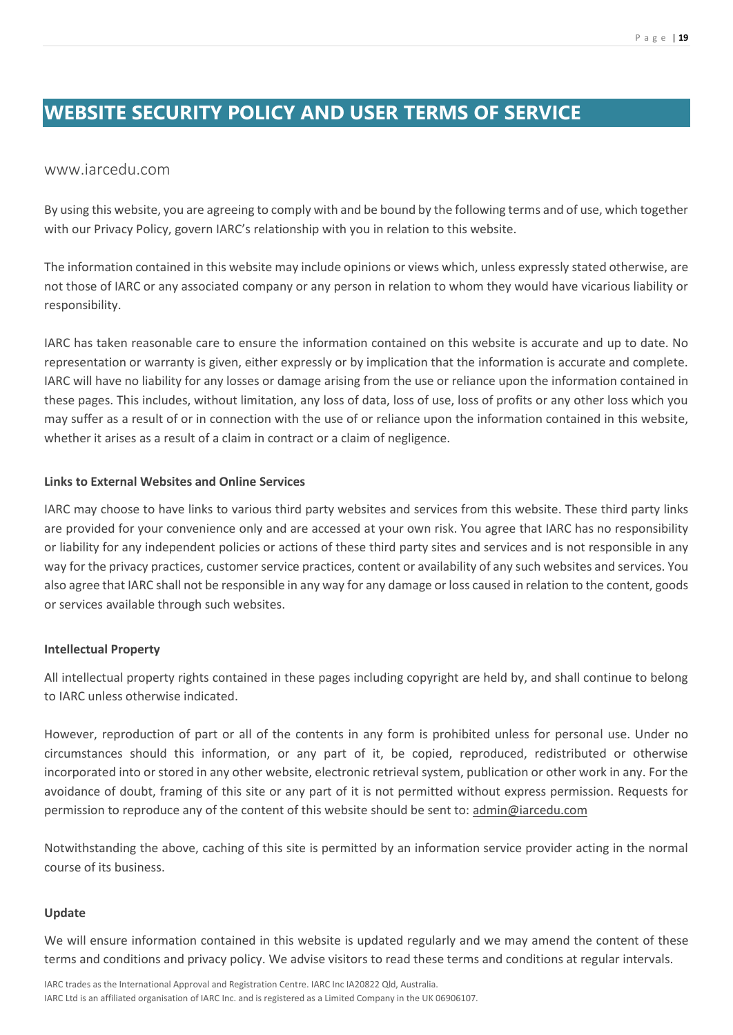# WEBSITE SECURITY POLICY AND USER TERMS OF SERVICE

www.iarcedu.com

By using this website, you are agreeing to comply with and be bound by the following terms and of use, which together with our Privacy Policy, govern IARC's relationship with you in relation to this website.

The information contained in this website may include opinions or views which, unless expressly stated otherwise, are not those of IARC or any associated company or any person in relation to whom they would have vicarious liability or responsibility.

IARC has taken reasonable care to ensure the information contained on this website is accurate and up to date. No representation or warranty is given, either expressly or by implication that the information is accurate and complete. IARC will have no liability for any losses or damage arising from the use or reliance upon the information contained in these pages. This includes, without limitation, any loss of data, loss of use, loss of profits or any other loss which you may suffer as a result of or in connection with the use of or reliance upon the information contained in this website, whether it arises as a result of a claim in contract or a claim of negligence.

**Links to External Websites and Online Services**

IARC may choose to have links to various third party websites and services from this website. These third party links are provided for your convenience only and are accessed at your own risk. You agree that IARC has no responsibility or liability for any independent policies or actions of these third party sites and services and is not responsible in any way for the privacy practices, customer service practices, content or availability of any such websites and services. You also agree that IARC shall not be responsible in any way for any damage or loss caused in relation to the content, goods or services available through such websites.

**Intellectual Property**

All intellectual property rights contained in these pages including copyright are held by, and shall continue to belong to IARC unless otherwise indicated.

However, reproduction of part or all of the contents in any form is prohibited unless for personal use. Under no circumstances should this information, or any part of it, be copied, reproduced, redistributed or otherwise incorporated into or stored in any other website, electronic retrieval system, publication or other work in any. For the avoidance of doubt, framing of this site or any part of it is not permitted without express permission. Requests for permission to reproduce any of the content of this website should be sent to: admin@iarcedu.com

Notwithstanding the above, caching of this site is permitted by an information service provider acting in the normal course of its business.

**Update**

We will ensure information contained in this website is updated regularly and we may amend the content of these terms and conditions and privacy policy. We advise visitors to read these terms and conditions at regular intervals.

IARC trades as the International Approval and Registration Centre. IARC Inc IA20822 Qld, Australia.
IARC Ltd is an affiliated organisation of IARC Inc. and is registered as a Limited Company in the UK 06906107.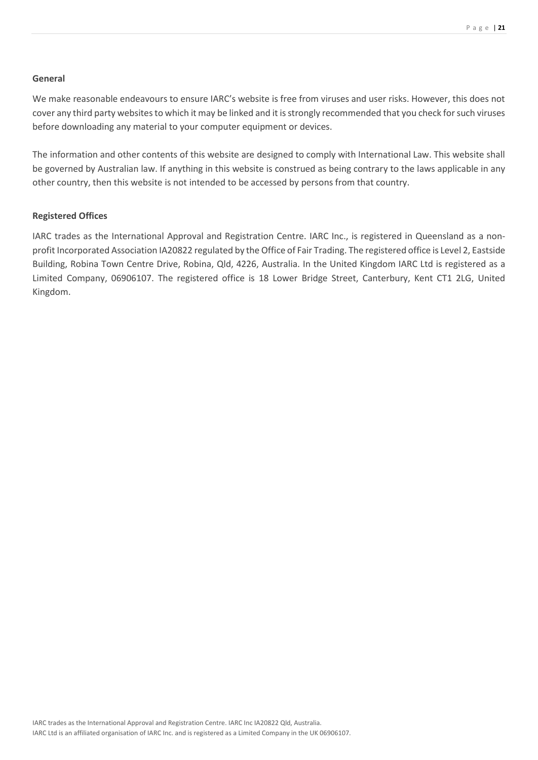**General**

We make reasonable endeavours to ensure IARC's website is free from viruses and user risks. However, this does not cover any third party websites to which it may be linked and it is strongly recommended that you check for such viruses before downloading any material to your computer equipment or devices.

The information and other contents of this website are designed to comply with International Law. This website shall be governed by Australian law. If anything in this website is construed as being contrary to the laws applicable in any other country, then this website is not intended to be accessed by persons from that country.

**Registered Offices**

IARC trades as the International Approval and Registration Centre. IARC Inc., is registered in Queensland as a non-profit Incorporated Association IA20822 regulated by the Office of Fair Trading. The registered office is Level 2, Eastside Building, Robina Town Centre Drive, Robina, Qld, 4226, Australia. In the United Kingdom IARC Ltd is registered as a Limited Company, 06906107. The registered office is 18 Lower Bridge Street, Canterbury, Kent CT1 2LG, United Kingdom.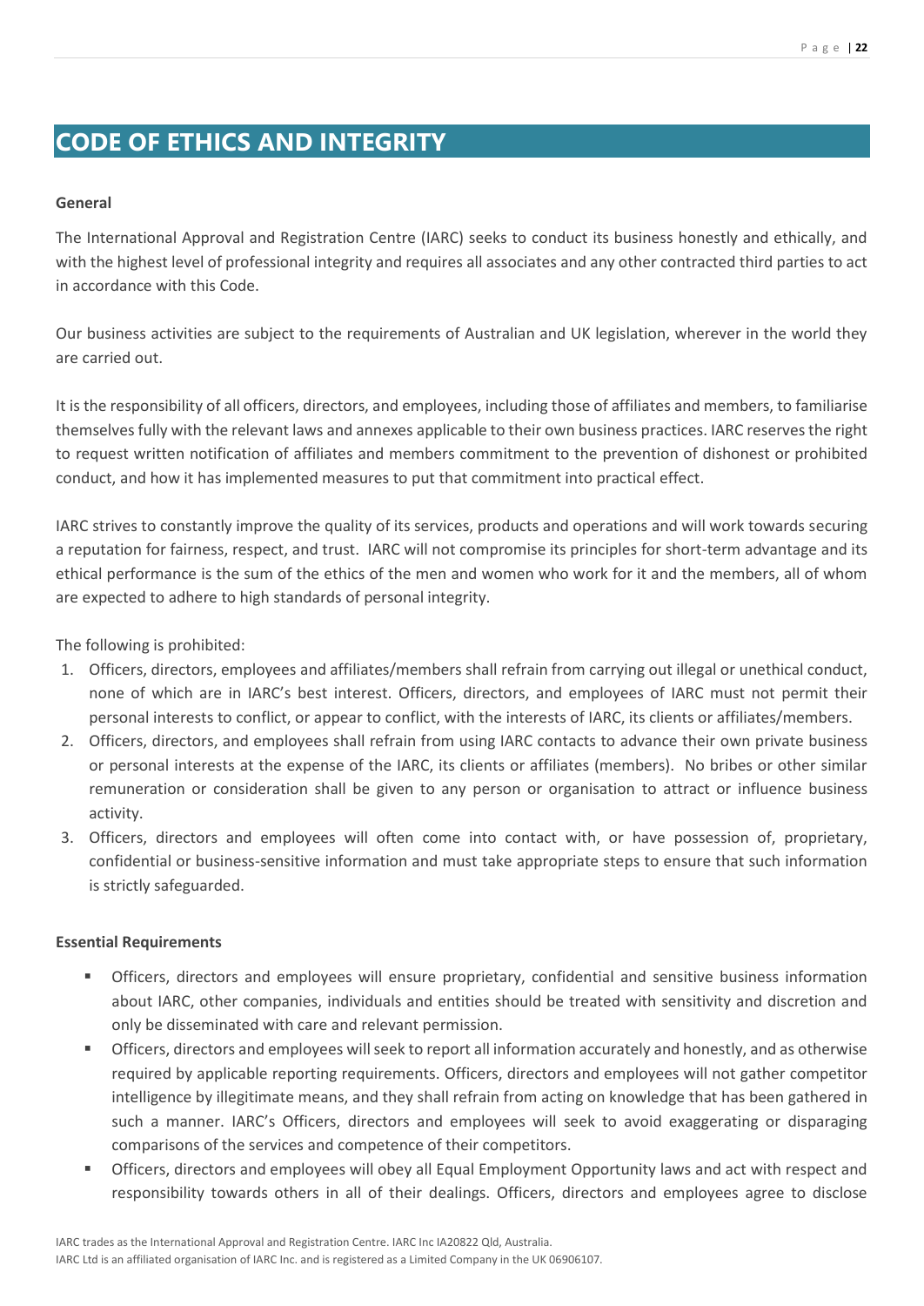# CODE OF ETHICS AND INTEGRITY

**General**

The International Approval and Registration Centre (IARC) seeks to conduct its business honestly and ethically, and with the highest level of professional integrity and requires all associates and any other contracted third parties to act in accordance with this Code.

Our business activities are subject to the requirements of Australian and UK legislation, wherever in the world they are carried out.

It is the responsibility of all officers, directors, and employees, including those of affiliates and members, to familiarise themselves fully with the relevant laws and annexes applicable to their own business practices. IARC reserves the right to request written notification of affiliates and members commitment to the prevention of dishonest or prohibited conduct, and how it has implemented measures to put that commitment into practical effect.

IARC strives to constantly improve the quality of its services, products and operations and will work towards securing a reputation for fairness, respect, and trust. IARC will not compromise its principles for short-term advantage and its ethical performance is the sum of the ethics of the men and women who work for it and the members, all of whom are expected to adhere to high standards of personal integrity.

The following is prohibited:

1. Officers, directors, employees and affiliates/members shall refrain from carrying out illegal or unethical conduct, none of which are in IARC's best interest. Officers, directors, and employees of IARC must not permit their personal interests to conflict, or appear to conflict, with the interests of IARC, its clients or affiliates/members.
2. Officers, directors, and employees shall refrain from using IARC contacts to advance their own private business or personal interests at the expense of the IARC, its clients or affiliates (members). No bribes or other similar remuneration or consideration shall be given to any person or organisation to attract or influence business activity.
3. Officers, directors and employees will often come into contact with, or have possession of, proprietary, confidential or business-sensitive information and must take appropriate steps to ensure that such information is strictly safeguarded.

**Essential Requirements**

- Officers, directors and employees will ensure proprietary, confidential and sensitive business information about IARC, other companies, individuals and entities should be treated with sensitivity and discretion and only be disseminated with care and relevant permission.
- Officers, directors and employees will seek to report all information accurately and honestly, and as otherwise required by applicable reporting requirements. Officers, directors and employees will not gather competitor intelligence by illegitimate means, and they shall refrain from acting on knowledge that has been gathered in such a manner. IARC's Officers, directors and employees will seek to avoid exaggerating or disparaging comparisons of the services and competence of their competitors.
- Officers, directors and employees will obey all Equal Employment Opportunity laws and act with respect and responsibility towards others in all of their dealings. Officers, directors and employees agree to disclose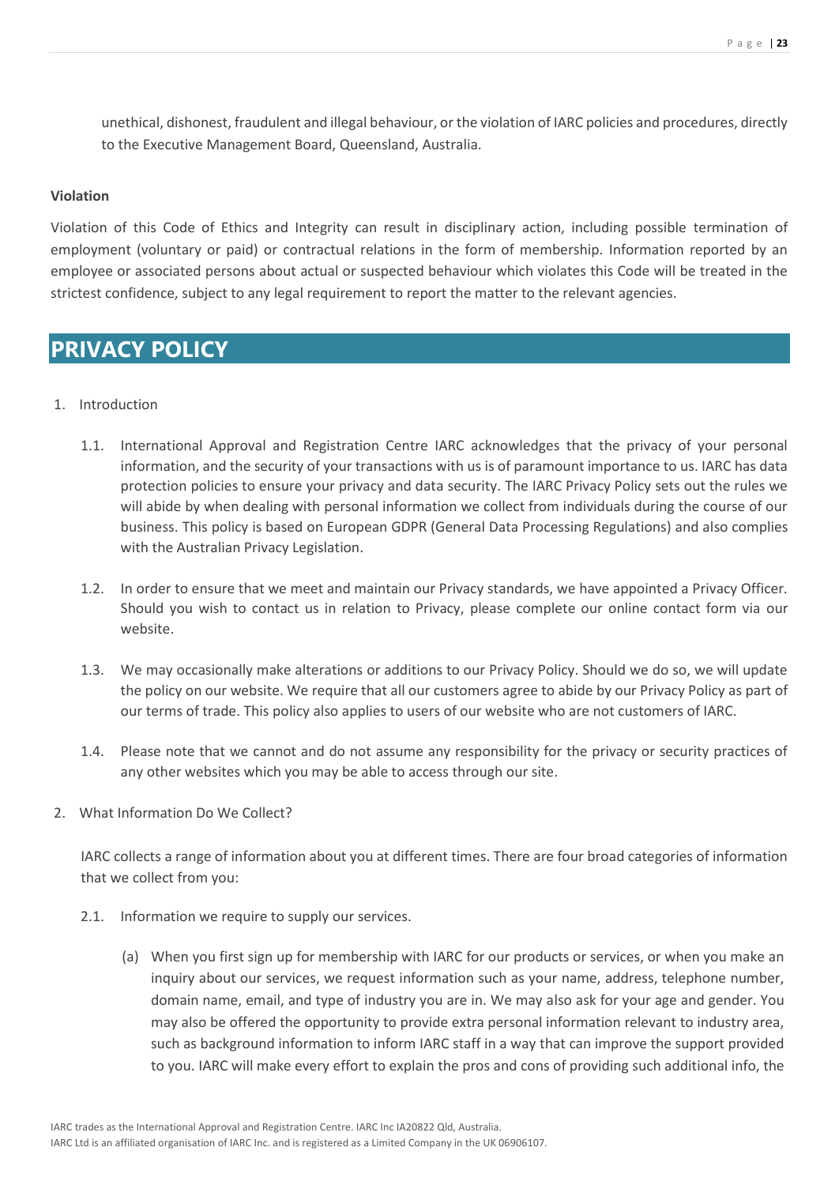unethical, dishonest, fraudulent and illegal behaviour, or the violation of IARC policies and procedures, directly to the Executive Management Board, Queensland, Australia.

**Violation**

Violation of this Code of Ethics and Integrity can result in disciplinary action, including possible termination of employment (voluntary or paid) or contractual relations in the form of membership. Information reported by an employee or associated persons about actual or suspected behaviour which violates this Code will be treated in the strictest confidence, subject to any legal requirement to report the matter to the relevant agencies.

# PRIVACY POLICY

1. Introduction

   1.1. International Approval and Registration Centre IARC acknowledges that the privacy of your personal information, and the security of your transactions with us is of paramount importance to us. IARC has data protection policies to ensure your privacy and data security. The IARC Privacy Policy sets out the rules we will abide by when dealing with personal information we collect from individuals during the course of our business. This policy is based on European GDPR (General Data Processing Regulations) and also complies with the Australian Privacy Legislation.

   1.2. In order to ensure that we meet and maintain our Privacy standards, we have appointed a Privacy Officer. Should you wish to contact us in relation to Privacy, please complete our online contact form via our website.

   1.3. We may occasionally make alterations or additions to our Privacy Policy. Should we do so, we will update the policy on our website. We require that all our customers agree to abide by our Privacy Policy as part of our terms of trade. This policy also applies to users of our website who are not customers of IARC.

   1.4. Please note that we cannot and do not assume any responsibility for the privacy or security practices of any other websites which you may be able to access through our site.

2. What Information Do We Collect?

   IARC collects a range of information about you at different times. There are four broad categories of information that we collect from you:

   2.1. Information we require to supply our services.

      (a) When you first sign up for membership with IARC for our products or services, or when you make an inquiry about our services, we request information such as your name, address, telephone number, domain name, email, and type of industry you are in. We may also ask for your age and gender. You may also be offered the opportunity to provide extra personal information relevant to industry area, such as background information to inform IARC staff in a way that can improve the support provided to you. IARC will make every effort to explain the pros and cons of providing such additional info, the

IARC trades as the International Approval and Registration Centre. IARC Inc IA20822 Qld, Australia.
IARC Ltd is an affiliated organisation of IARC Inc. and is registered as a Limited Company in the UK 06906107.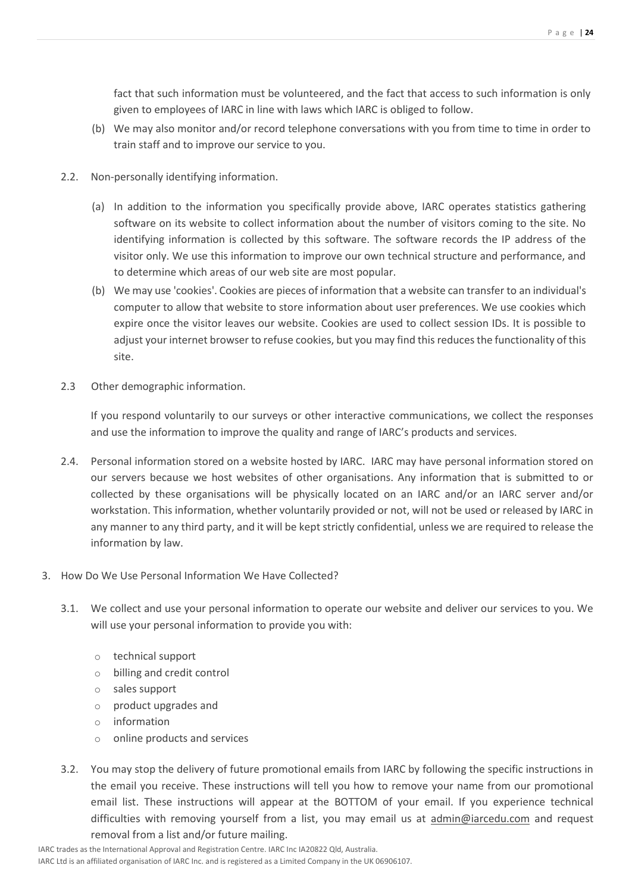fact that such information must be volunteered, and the fact that access to such information is only given to employees of IARC in line with laws which IARC is obliged to follow.

(b) We may also monitor and/or record telephone conversations with you from time to time in order to train staff and to improve our service to you.

2.2. Non-personally identifying information.

(a) In addition to the information you specifically provide above, IARC operates statistics gathering software on its website to collect information about the number of visitors coming to the site. No identifying information is collected by this software. The software records the IP address of the visitor only. We use this information to improve our own technical structure and performance, and to determine which areas of our web site are most popular.

(b) We may use 'cookies'. Cookies are pieces of information that a website can transfer to an individual's computer to allow that website to store information about user preferences. We use cookies which expire once the visitor leaves our website. Cookies are used to collect session IDs. It is possible to adjust your internet browser to refuse cookies, but you may find this reduces the functionality of this site.

2.3 Other demographic information.

If you respond voluntarily to our surveys or other interactive communications, we collect the responses and use the information to improve the quality and range of IARC's products and services.

2.4. Personal information stored on a website hosted by IARC. IARC may have personal information stored on our servers because we host websites of other organisations. Any information that is submitted to or collected by these organisations will be physically located on an IARC and/or an IARC server and/or workstation. This information, whether voluntarily provided or not, will not be used or released by IARC in any manner to any third party, and it will be kept strictly confidential, unless we are required to release the information by law.

3. How Do We Use Personal Information We Have Collected?

3.1. We collect and use your personal information to operate our website and deliver our services to you. We will use your personal information to provide you with:

- technical support
- billing and credit control
- sales support
- product upgrades and
- information
- online products and services

3.2. You may stop the delivery of future promotional emails from IARC by following the specific instructions in the email you receive. These instructions will tell you how to remove your name from our promotional email list. These instructions will appear at the BOTTOM of your email. If you experience technical difficulties with removing yourself from a list, you may email us at admin@iarcedu.com and request removal from a list and/or future mailing.

IARC trades as the International Approval and Registration Centre. IARC Inc IA20822 Qld, Australia.
IARC Ltd is an affiliated organisation of IARC Inc. and is registered as a Limited Company in the UK 06906107.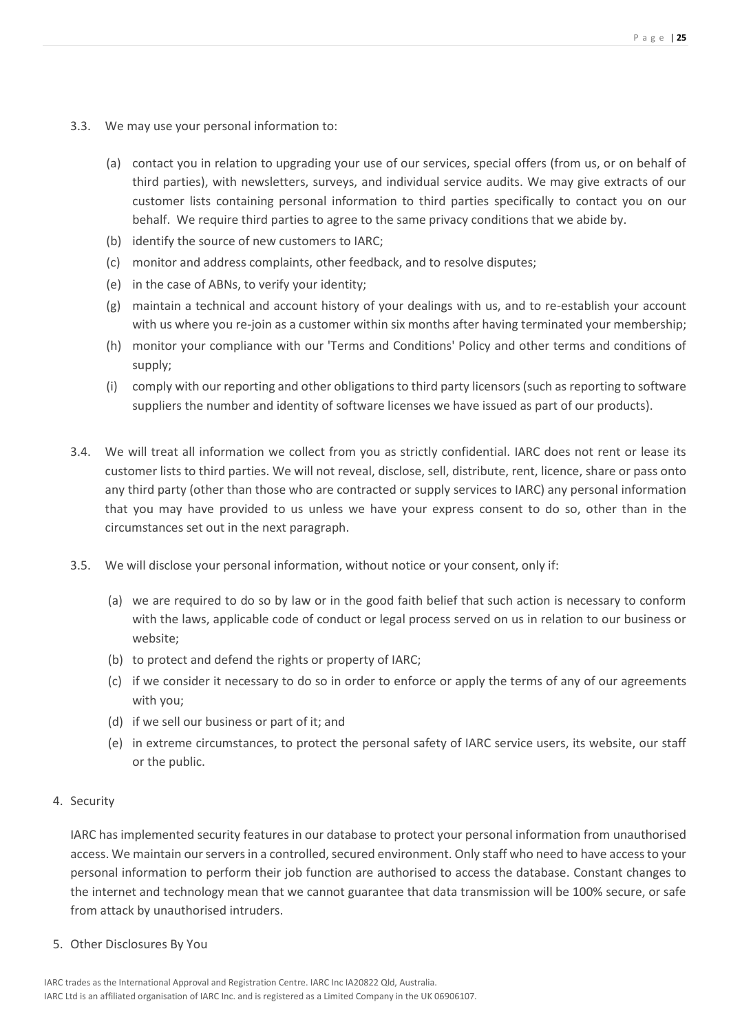3.3. We may use your personal information to:

(a) contact you in relation to upgrading your use of our services, special offers (from us, or on behalf of third parties), with newsletters, surveys, and individual service audits. We may give extracts of our customer lists containing personal information to third parties specifically to contact you on our behalf. We require third parties to agree to the same privacy conditions that we abide by.

(b) identify the source of new customers to IARC;

(c) monitor and address complaints, other feedback, and to resolve disputes;

(e) in the case of ABNs, to verify your identity;

(g) maintain a technical and account history of your dealings with us, and to re-establish your account with us where you re-join as a customer within six months after having terminated your membership;

(h) monitor your compliance with our 'Terms and Conditions' Policy and other terms and conditions of supply;

(i) comply with our reporting and other obligations to third party licensors (such as reporting to software suppliers the number and identity of software licenses we have issued as part of our products).

3.4. We will treat all information we collect from you as strictly confidential. IARC does not rent or lease its customer lists to third parties. We will not reveal, disclose, sell, distribute, rent, licence, share or pass onto any third party (other than those who are contracted or supply services to IARC) any personal information that you may have provided to us unless we have your express consent to do so, other than in the circumstances set out in the next paragraph.

3.5. We will disclose your personal information, without notice or your consent, only if:

(a) we are required to do so by law or in the good faith belief that such action is necessary to conform with the laws, applicable code of conduct or legal process served on us in relation to our business or website;

(b) to protect and defend the rights or property of IARC;

(c) if we consider it necessary to do so in order to enforce or apply the terms of any of our agreements with you;

(d) if we sell our business or part of it; and

(e) in extreme circumstances, to protect the personal safety of IARC service users, its website, our staff or the public.

4. Security

IARC has implemented security features in our database to protect your personal information from unauthorised access. We maintain our servers in a controlled, secured environment. Only staff who need to have access to your personal information to perform their job function are authorised to access the database. Constant changes to the internet and technology mean that we cannot guarantee that data transmission will be 100% secure, or safe from attack by unauthorised intruders.

5. Other Disclosures By You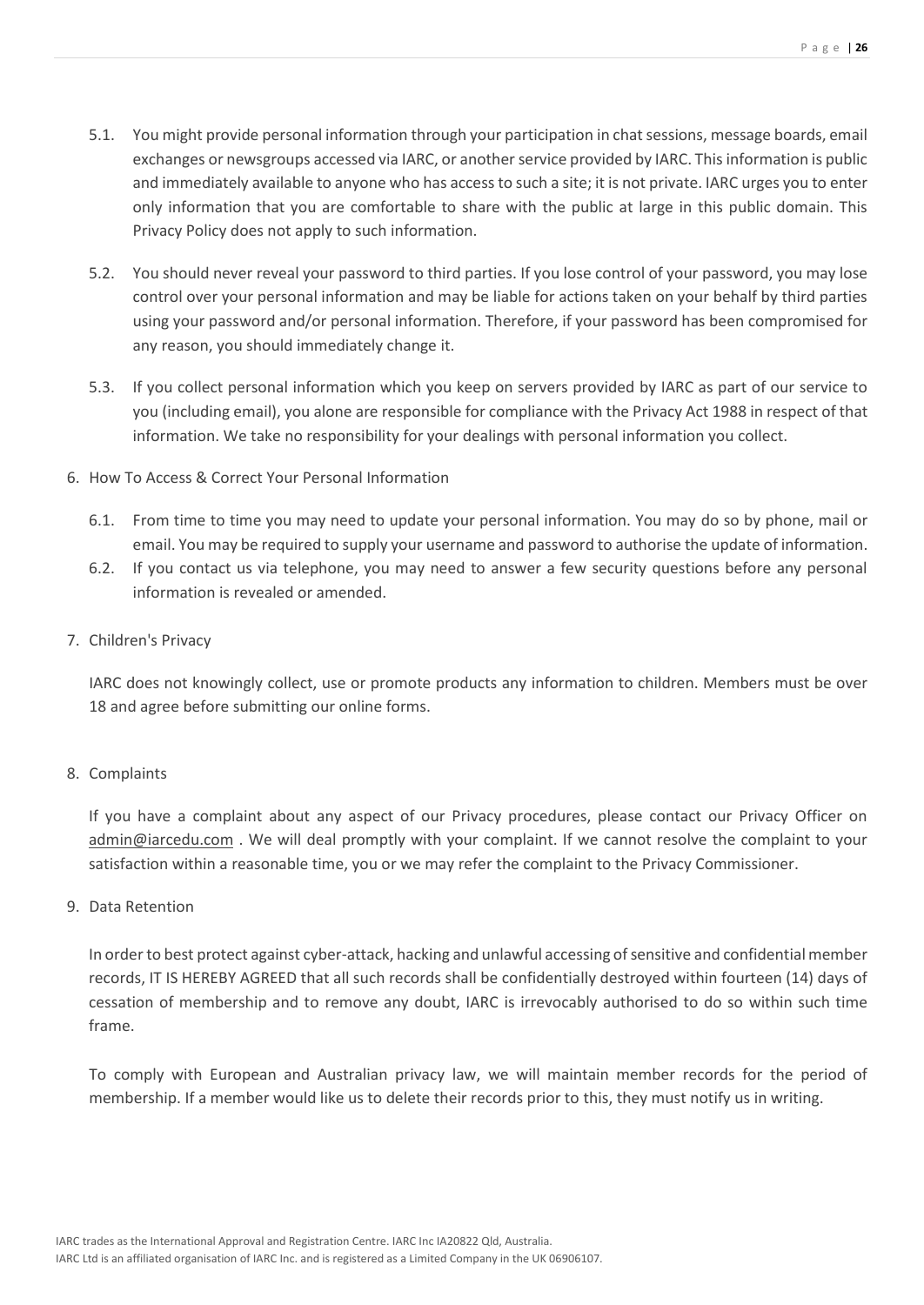5.1. You might provide personal information through your participation in chat sessions, message boards, email exchanges or newsgroups accessed via IARC, or another service provided by IARC. This information is public and immediately available to anyone who has access to such a site; it is not private. IARC urges you to enter only information that you are comfortable to share with the public at large in this public domain. This Privacy Policy does not apply to such information.

5.2. You should never reveal your password to third parties. If you lose control of your password, you may lose control over your personal information and may be liable for actions taken on your behalf by third parties using your password and/or personal information. Therefore, if your password has been compromised for any reason, you should immediately change it.

5.3. If you collect personal information which you keep on servers provided by IARC as part of our service to you (including email), you alone are responsible for compliance with the Privacy Act 1988 in respect of that information. We take no responsibility for your dealings with personal information you collect.

6. How To Access & Correct Your Personal Information

6.1. From time to time you may need to update your personal information. You may do so by phone, mail or email. You may be required to supply your username and password to authorise the update of information.

6.2. If you contact us via telephone, you may need to answer a few security questions before any personal information is revealed or amended.

7. Children's Privacy

IARC does not knowingly collect, use or promote products any information to children. Members must be over 18 and agree before submitting our online forms.

8. Complaints

If you have a complaint about any aspect of our Privacy procedures, please contact our Privacy Officer on admin@iarcedu.com . We will deal promptly with your complaint. If we cannot resolve the complaint to your satisfaction within a reasonable time, you or we may refer the complaint to the Privacy Commissioner.

9. Data Retention

In order to best protect against cyber-attack, hacking and unlawful accessing of sensitive and confidential member records, IT IS HEREBY AGREED that all such records shall be confidentially destroyed within fourteen (14) days of cessation of membership and to remove any doubt, IARC is irrevocably authorised to do so within such time frame.

To comply with European and Australian privacy law, we will maintain member records for the period of membership. If a member would like us to delete their records prior to this, they must notify us in writing.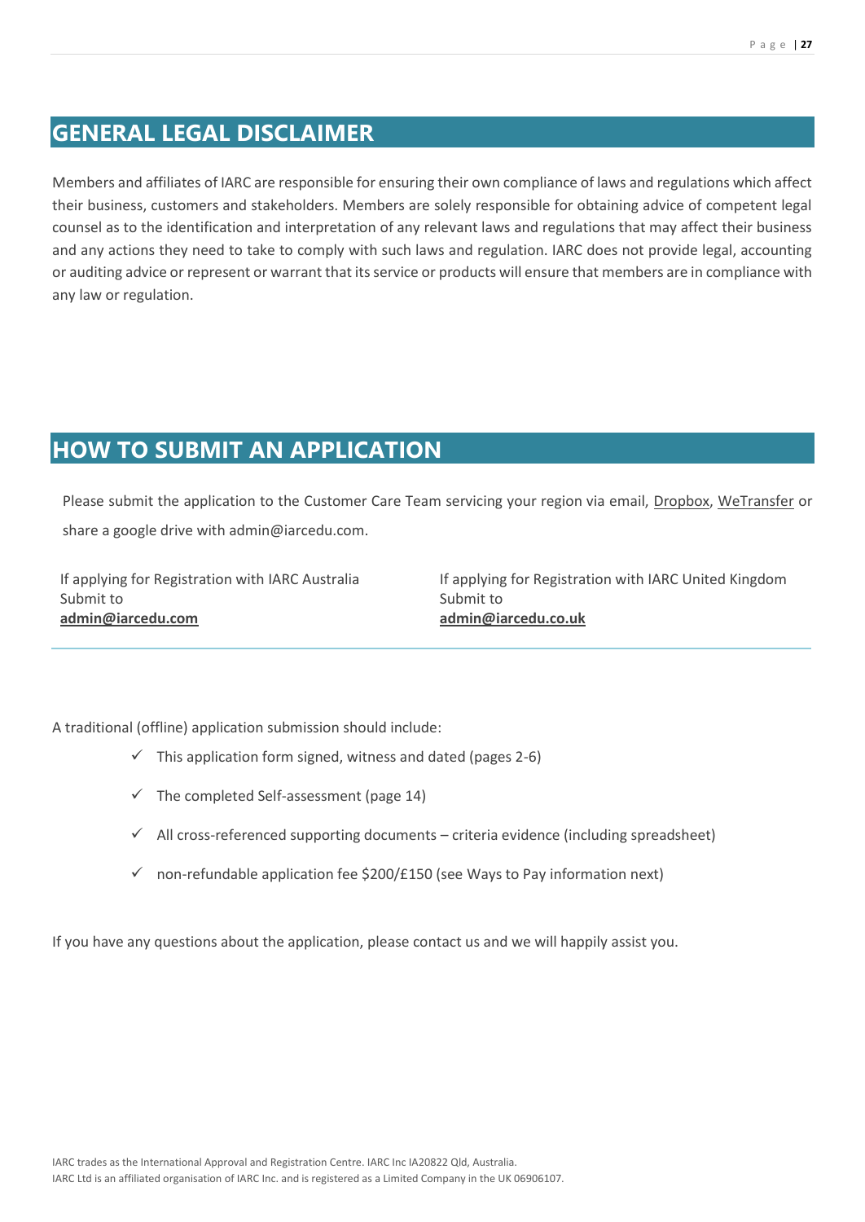## GENERAL LEGAL DISCLAIMER

Members and affiliates of IARC are responsible for ensuring their own compliance of laws and regulations which affect their business, customers and stakeholders. Members are solely responsible for obtaining advice of competent legal counsel as to the identification and interpretation of any relevant laws and regulations that may affect their business and any actions they need to take to comply with such laws and regulation. IARC does not provide legal, accounting or auditing advice or represent or warrant that its service or products will ensure that members are in compliance with any law or regulation.

## HOW TO SUBMIT AN APPLICATION

Please submit the application to the Customer Care Team servicing your region via email, Dropbox, WeTransfer or share a google drive with admin@iarcedu.com.

If applying for Registration with IARC Australia
Submit to
**admin@iarcedu.com**

If applying for Registration with IARC United Kingdom
Submit to
**admin@iarcedu.co.uk**

---

A traditional (offline) application submission should include:

- ✓ This application form signed, witness and dated (pages 2-6)
- ✓ The completed Self-assessment (page 14)
- ✓ All cross-referenced supporting documents – criteria evidence (including spreadsheet)
- ✓ non-refundable application fee $200/£150 (see Ways to Pay information next)

If you have any questions about the application, please contact us and we will happily assist you.

IARC trades as the International Approval and Registration Centre. IARC Inc IA20822 Qld, Australia.
IARC Ltd is an affiliated organisation of IARC Inc. and is registered as a Limited Company in the UK 06906107.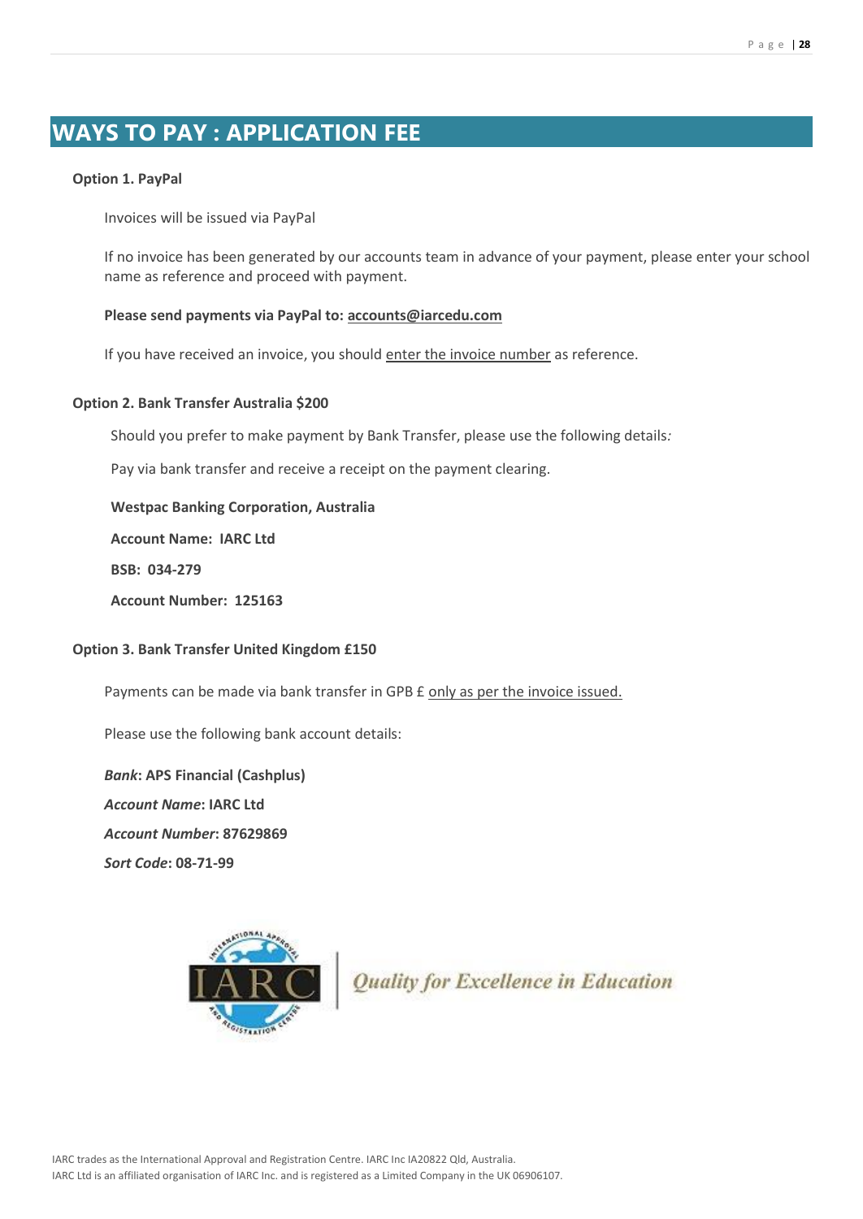# WAYS TO PAY : APPLICATION FEE

**Option 1. PayPal**

Invoices will be issued via PayPal

If no invoice has been generated by our accounts team in advance of your payment, please enter your school name as reference and proceed with payment.

**Please send payments via PayPal to: accounts@iarcedu.com**

If you have received an invoice, you should enter the invoice number as reference.

**Option 2. Bank Transfer Australia $200**

Should you prefer to make payment by Bank Transfer, please use the following details:

Pay via bank transfer and receive a receipt on the payment clearing.

**Westpac Banking Corporation, Australia**

**Account Name: IARC Ltd**

**BSB: 034-279**

**Account Number: 125163**

**Option 3. Bank Transfer United Kingdom £150**

Payments can be made via bank transfer in GPB £ only as per the invoice issued.

Please use the following bank account details:

***Bank*: APS Financial (Cashplus)**

***Account Name*: IARC Ltd**

***Account Number*: 87629869**

***Sort Code*: 08-71-99**

IARC | *Quality for Excellence in Education*

IARC trades as the International Approval and Registration Centre. IARC Inc IA20822 Qld, Australia.
IARC Ltd is an affiliated organisation of IARC Inc. and is registered as a Limited Company in the UK 06906107.